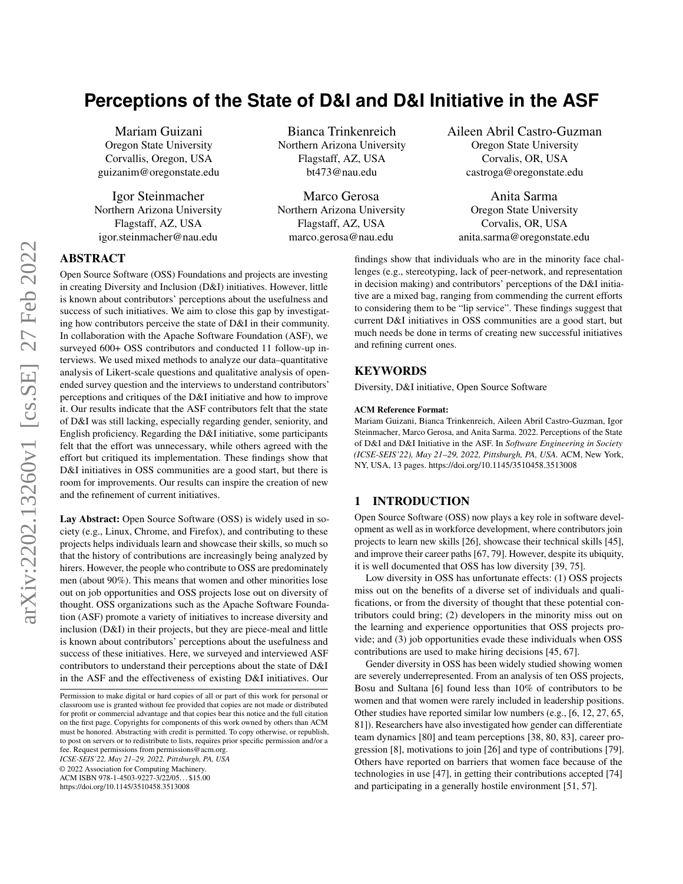# Perceptions of the State of D&I and D&I Initiative in the ASF

Mariam Guizani
Oregon State University
Corvallis, Oregon, USA
guizanim@oregonstate.edu

Bianca Trinkenreich
Northern Arizona University
Flagstaff, AZ, USA
bt473@nau.edu

Aileen Abril Castro-Guzman
Oregon State University
Corvalis, OR, USA
castroga@oregonstate.edu

Igor Steinmacher
Northern Arizona University
Flagstaff, AZ, USA
igor.steinmacher@nau.edu

Marco Gerosa
Northern Arizona University
Flagstaff, AZ, USA
marco.gerosa@nau.edu

Anita Sarma
Oregon State University
Corvalis, OR, USA
anita.sarma@oregonstate.edu

## ABSTRACT

Open Source Software (OSS) Foundations and projects are investing in creating Diversity and Inclusion (D&I) initiatives. However, little is known about contributors' perceptions about the usefulness and success of such initiatives. We aim to close this gap by investigating how contributors perceive the state of D&I in their community. In collaboration with the Apache Software Foundation (ASF), we surveyed 600+ OSS contributors and conducted 11 follow-up interviews. We used mixed methods to analyze our data–quantitative analysis of Likert-scale questions and qualitative analysis of open-ended survey question and the interviews to understand contributors' perceptions and critiques of the D&I initiative and how to improve it. Our results indicate that the ASF contributors felt that the state of D&I was still lacking, especially regarding gender, seniority, and English proficiency. Regarding the D&I initiative, some participants felt that the effort was unnecessary, while others agreed with the effort but critiqued its implementation. These findings show that D&I initiatives in OSS communities are a good start, but there is room for improvements. Our results can inspire the creation of new and the refinement of current initiatives.

**Lay Abstract:** Open Source Software (OSS) is widely used in society (e.g., Linux, Chrome, and Firefox), and contributing to these projects helps individuals learn and showcase their skills, so much so that the history of contributions are increasingly being analyzed by hirers. However, the people who contribute to OSS are predominately men (about 90%). This means that women and other minorities lose out on job opportunities and OSS projects lose out on diversity of thought. OSS organizations such as the Apache Software Foundation (ASF) promote a variety of initiatives to increase diversity and inclusion (D&I) in their projects, but they are piece-meal and little is known about contributors' perceptions about the usefulness and success of these initiatives. Here, we surveyed and interviewed ASF contributors to understand their perceptions about the state of D&I in the ASF and the effectiveness of existing D&I initiatives. Our findings show that individuals who are in the minority face challenges (e.g., stereotyping, lack of peer-network, and representation in decision making) and contributors' perceptions of the D&I initiative are a mixed bag, ranging from commending the current efforts to considering them to be "lip service". These findings suggest that current D&I initiatives in OSS communities are a good start, but much needs be done in terms of creating new successful initiatives and refining current ones.

## KEYWORDS

Diversity, D&I initiative, Open Source Software

**ACM Reference Format:**
Mariam Guizani, Bianca Trinkenreich, Aileen Abril Castro-Guzman, Igor Steinmacher, Marco Gerosa, and Anita Sarma. 2022. Perceptions of the State of D&I and D&I Initiative in the ASF. In *Software Engineering in Society (ICSE-SEIS'22), May 21–29, 2022, Pittsburgh, PA, USA.* ACM, New York, NY, USA, 13 pages. https://doi.org/10.1145/3510458.3513008

Permission to make digital or hard copies of all or part of this work for personal or classroom use is granted without fee provided that copies are not made or distributed for profit or commercial advantage and that copies bear this notice and the full citation on the first page. Copyrights for components of this work owned by others than ACM must be honored. Abstracting with credit is permitted. To copy otherwise, or republish, to post on servers or to redistribute to lists, requires prior specific permission and/or a fee. Request permissions from permissions@acm.org.
*ICSE-SEIS'22, May 21–29, 2022, Pittsburgh, PA, USA*
© 2022 Association for Computing Machinery.
ACM ISBN 978-1-4503-9227-3/22/05...$15.00
https://doi.org/10.1145/3510458.3513008

## 1 INTRODUCTION

Open Source Software (OSS) now plays a key role in software development as well as in workforce development, where contributors join projects to learn new skills [26], showcase their technical skills [45], and improve their career paths [67, 79]. However, despite its ubiquity, it is well documented that OSS has low diversity [39, 75].

Low diversity in OSS has unfortunate effects: (1) OSS projects miss out on the benefits of a diverse set of individuals and qualifications, or from the diversity of thought that these potential contributors could bring; (2) developers in the minority miss out on the learning and experience opportunities that OSS projects provide; and (3) job opportunities evade these individuals when OSS contributions are used to make hiring decisions [45, 67].

Gender diversity in OSS has been widely studied showing women are severely underrepresented. From an analysis of ten OSS projects, Bosu and Sultana [6] found less than 10% of contributors to be women and that women were rarely included in leadership positions. Other studies have reported similar low numbers (e.g., [6, 12, 27, 65, 81]). Researchers have also investigated how gender can differentiate team dynamics [80] and team perceptions [38, 80, 83], career progression [8], motivations to join [26] and type of contributions [79]. Others have reported on barriers that women face because of the technologies in use [47], in getting their contributions accepted [74] and participating in a generally hostile environment [51, 57].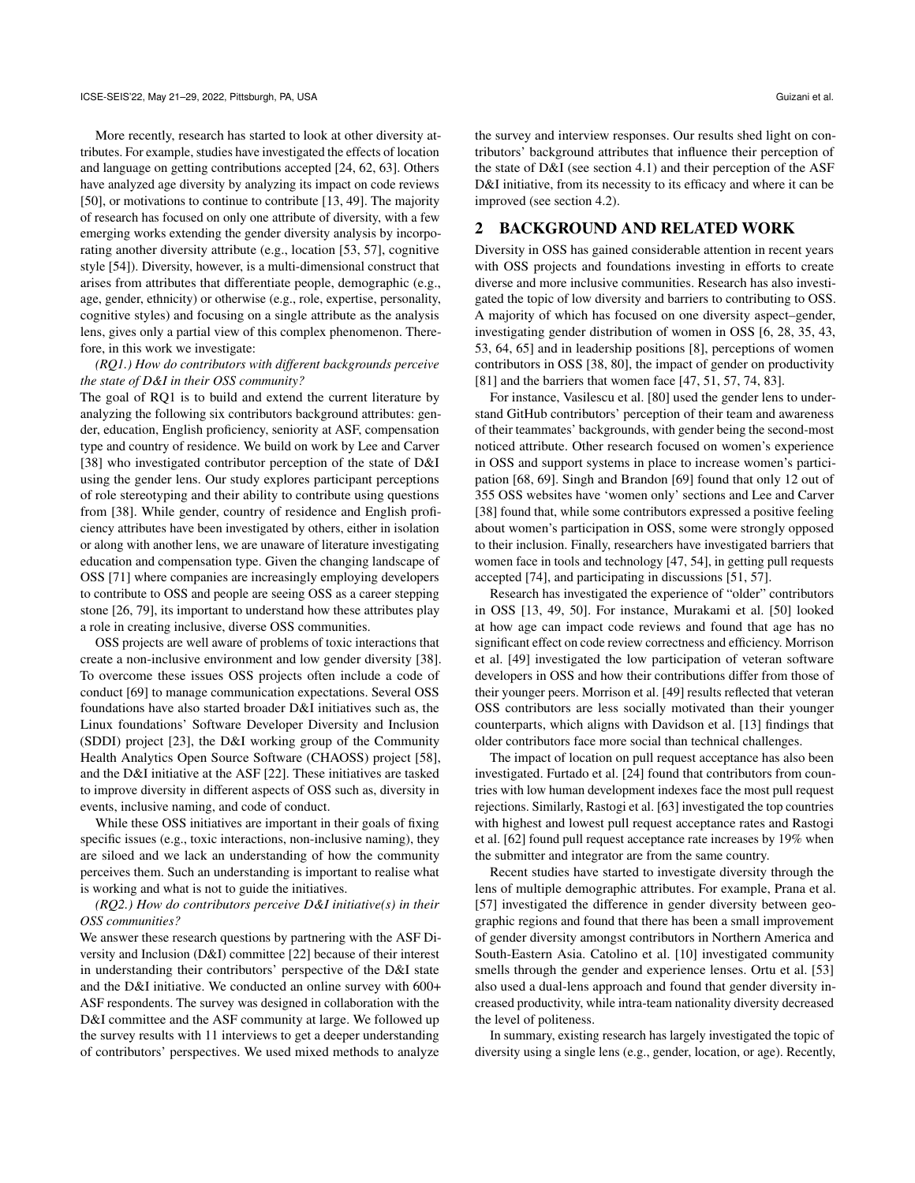More recently, research has started to look at other diversity attributes. For example, studies have investigated the effects of location and language on getting contributions accepted [24, 62, 63]. Others have analyzed age diversity by analyzing its impact on code reviews [50], or motivations to continue to contribute [13, 49]. The majority of research has focused on only one attribute of diversity, with a few emerging works extending the gender diversity analysis by incorporating another diversity attribute (e.g., location [53, 57], cognitive style [54]). Diversity, however, is a multi-dimensional construct that arises from attributes that differentiate people, demographic (e.g., age, gender, ethnicity) or otherwise (e.g., role, expertise, personality, cognitive styles) and focusing on a single attribute as the analysis lens, gives only a partial view of this complex phenomenon. Therefore, in this work we investigate:

*(RQ1.) How do contributors with different backgrounds perceive the state of D&I in their OSS community?*

The goal of RQ1 is to build and extend the current literature by analyzing the following six contributors background attributes: gender, education, English proficiency, seniority at ASF, compensation type and country of residence. We build on work by Lee and Carver [38] who investigated contributor perception of the state of D&I using the gender lens. Our study explores participant perceptions of role stereotyping and their ability to contribute using questions from [38]. While gender, country of residence and English proficiency attributes have been investigated by others, either in isolation or along with another lens, we are unaware of literature investigating education and compensation type. Given the changing landscape of OSS [71] where companies are increasingly employing developers to contribute to OSS and people are seeing OSS as a career stepping stone [26, 79], its important to understand how these attributes play a role in creating inclusive, diverse OSS communities.

OSS projects are well aware of problems of toxic interactions that create a non-inclusive environment and low gender diversity [38]. To overcome these issues OSS projects often include a code of conduct [69] to manage communication expectations. Several OSS foundations have also started broader D&I initiatives such as, the Linux foundations' Software Developer Diversity and Inclusion (SDDI) project [23], the D&I working group of the Community Health Analytics Open Source Software (CHAOSS) project [58], and the D&I initiative at the ASF [22]. These initiatives are tasked to improve diversity in different aspects of OSS such as, diversity in events, inclusive naming, and code of conduct.

While these OSS initiatives are important in their goals of fixing specific issues (e.g., toxic interactions, non-inclusive naming), they are siloed and we lack an understanding of how the community perceives them. Such an understanding is important to realise what is working and what is not to guide the initiatives.

*(RQ2.) How do contributors perceive D&I initiative(s) in their OSS communities?*

We answer these research questions by partnering with the ASF Diversity and Inclusion (D&I) committee [22] because of their interest in understanding their contributors' perspective of the D&I state and the D&I initiative. We conducted an online survey with 600+ ASF respondents. The survey was designed in collaboration with the D&I committee and the ASF community at large. We followed up the survey results with 11 interviews to get a deeper understanding of contributors' perspectives. We used mixed methods to analyze the survey and interview responses. Our results shed light on contributors' background attributes that influence their perception of the state of D&I (see section 4.1) and their perception of the ASF D&I initiative, from its necessity to its efficacy and where it can be improved (see section 4.2).

## 2 BACKGROUND AND RELATED WORK

Diversity in OSS has gained considerable attention in recent years with OSS projects and foundations investing in efforts to create diverse and more inclusive communities. Research has also investigated the topic of low diversity and barriers to contributing to OSS. A majority of which has focused on one diversity aspect–gender, investigating gender distribution of women in OSS [6, 28, 35, 43, 53, 64, 65] and in leadership positions [8], perceptions of women contributors in OSS [38, 80], the impact of gender on productivity [81] and the barriers that women face [47, 51, 57, 74, 83].

For instance, Vasilescu et al. [80] used the gender lens to understand GitHub contributors' perception of their team and awareness of their teammates' backgrounds, with gender being the second-most noticed attribute. Other research focused on women's experience in OSS and support systems in place to increase women's participation [68, 69]. Singh and Brandon [69] found that only 12 out of 355 OSS websites have 'women only' sections and Lee and Carver [38] found that, while some contributors expressed a positive feeling about women's participation in OSS, some were strongly opposed to their inclusion. Finally, researchers have investigated barriers that women face in tools and technology [47, 54], in getting pull requests accepted [74], and participating in discussions [51, 57].

Research has investigated the experience of "older" contributors in OSS [13, 49, 50]. For instance, Murakami et al. [50] looked at how age can impact code reviews and found that age has no significant effect on code review correctness and efficiency. Morrison et al. [49] investigated the low participation of veteran software developers in OSS and how their contributions differ from those of their younger peers. Morrison et al. [49] results reflected that veteran OSS contributors are less socially motivated than their younger counterparts, which aligns with Davidson et al. [13] findings that older contributors face more social than technical challenges.

The impact of location on pull request acceptance has also been investigated. Furtado et al. [24] found that contributors from countries with low human development indexes face the most pull request rejections. Similarly, Rastogi et al. [63] investigated the top countries with highest and lowest pull request acceptance rates and Rastogi et al. [62] found pull request acceptance rate increases by 19% when the submitter and integrator are from the same country.

Recent studies have started to investigate diversity through the lens of multiple demographic attributes. For example, Prana et al. [57] investigated the difference in gender diversity between geographic regions and found that there has been a small improvement of gender diversity amongst contributors in Northern America and South-Eastern Asia. Catolino et al. [10] investigated community smells through the gender and experience lenses. Ortu et al. [53] also used a dual-lens approach and found that gender diversity increased productivity, while intra-team nationality diversity decreased the level of politeness.

In summary, existing research has largely investigated the topic of diversity using a single lens (e.g., gender, location, or age). Recently,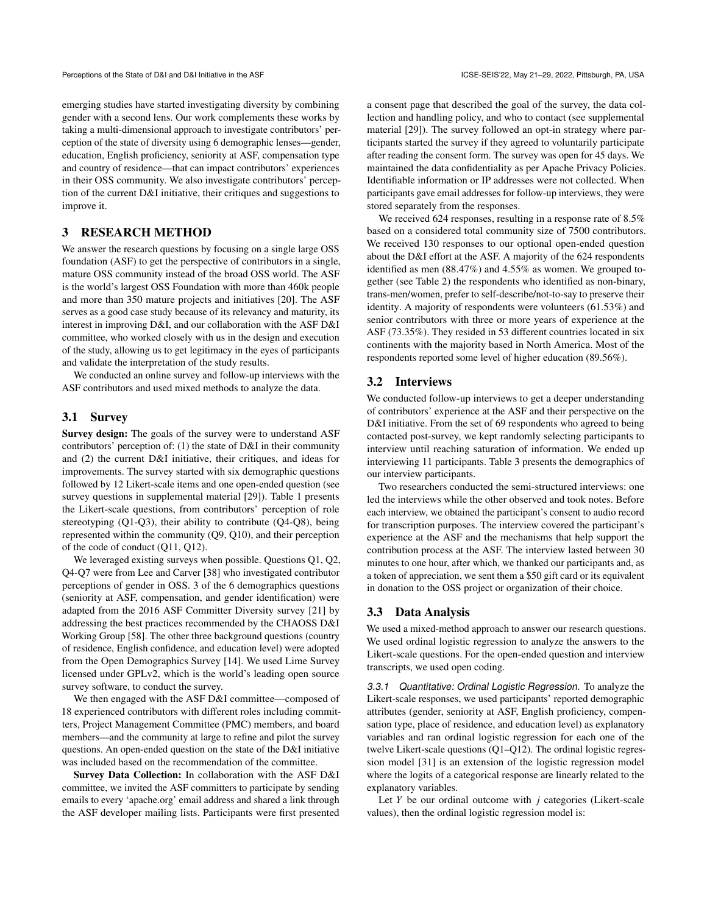emerging studies have started investigating diversity by combining gender with a second lens. Our work complements these works by taking a multi-dimensional approach to investigate contributors' perception of the state of diversity using 6 demographic lenses—gender, education, English proficiency, seniority at ASF, compensation type and country of residence—that can impact contributors' experiences in their OSS community. We also investigate contributors' perception of the current D&I initiative, their critiques and suggestions to improve it.

## 3 RESEARCH METHOD

We answer the research questions by focusing on a single large OSS foundation (ASF) to get the perspective of contributors in a single, mature OSS community instead of the broad OSS world. The ASF is the world's largest OSS Foundation with more than 460k people and more than 350 mature projects and initiatives [20]. The ASF serves as a good case study because of its relevancy and maturity, its interest in improving D&I, and our collaboration with the ASF D&I committee, who worked closely with us in the design and execution of the study, allowing us to get legitimacy in the eyes of participants and validate the interpretation of the study results.

We conducted an online survey and follow-up interviews with the ASF contributors and used mixed methods to analyze the data.

### 3.1 Survey

**Survey design:** The goals of the survey were to understand ASF contributors' perception of: (1) the state of D&I in their community and (2) the current D&I initiative, their critiques, and ideas for improvements. The survey started with six demographic questions followed by 12 Likert-scale items and one open-ended question (see survey questions in supplemental material [29]). Table 1 presents the Likert-scale questions, from contributors' perception of role stereotyping (Q1-Q3), their ability to contribute (Q4-Q8), being represented within the community (Q9, Q10), and their perception of the code of conduct (Q11, Q12).

We leveraged existing surveys when possible. Questions Q1, Q2, Q4-Q7 were from Lee and Carver [38] who investigated contributor perceptions of gender in OSS. 3 of the 6 demographics questions (seniority at ASF, compensation, and gender identification) were adapted from the 2016 ASF Committer Diversity survey [21] by addressing the best practices recommended by the CHAOSS D&I Working Group [58]. The other three background questions (country of residence, English confidence, and education level) were adopted from the Open Demographics Survey [14]. We used Lime Survey licensed under GPLv2, which is the world's leading open source survey software, to conduct the survey.

We then engaged with the ASF D&I committee—composed of 18 experienced contributors with different roles including committers, Project Management Committee (PMC) members, and board members—and the community at large to refine and pilot the survey questions. An open-ended question on the state of the D&I initiative was included based on the recommendation of the committee.

**Survey Data Collection:** In collaboration with the ASF D&I committee, we invited the ASF committers to participate by sending emails to every 'apache.org' email address and shared a link through the ASF developer mailing lists. Participants were first presented a consent page that described the goal of the survey, the data collection and handling policy, and who to contact (see supplemental material [29]). The survey followed an opt-in strategy where participants started the survey if they agreed to voluntarily participate after reading the consent form. The survey was open for 45 days. We maintained the data confidentiality as per Apache Privacy Policies. Identifiable information or IP addresses were not collected. When participants gave email addresses for follow-up interviews, they were stored separately from the responses.

We received 624 responses, resulting in a response rate of 8.5% based on a considered total community size of 7500 contributors. We received 130 responses to our optional open-ended question about the D&I effort at the ASF. A majority of the 624 respondents identified as men (88.47%) and 4.55% as women. We grouped together (see Table 2) the respondents who identified as non-binary, trans-men/women, prefer to self-describe/not-to-say to preserve their identity. A majority of respondents were volunteers (61.53%) and senior contributors with three or more years of experience at the ASF (73.35%). They resided in 53 different countries located in six continents with the majority based in North America. Most of the respondents reported some level of higher education (89.56%).

### 3.2 Interviews

We conducted follow-up interviews to get a deeper understanding of contributors' experience at the ASF and their perspective on the D&I initiative. From the set of 69 respondents who agreed to being contacted post-survey, we kept randomly selecting participants to interview until reaching saturation of information. We ended up interviewing 11 participants. Table 3 presents the demographics of our interview participants.

Two researchers conducted the semi-structured interviews: one led the interviews while the other observed and took notes. Before each interview, we obtained the participant's consent to audio record for transcription purposes. The interview covered the participant's experience at the ASF and the mechanisms that help support the contribution process at the ASF. The interview lasted between 30 minutes to one hour, after which, we thanked our participants and, as a token of appreciation, we sent them a $50 gift card or its equivalent in donation to the OSS project or organization of their choice.

### 3.3 Data Analysis

We used a mixed-method approach to answer our research questions. We used ordinal logistic regression to analyze the answers to the Likert-scale questions. For the open-ended question and interview transcripts, we used open coding.

#### *3.3.1 Quantitative: Ordinal Logistic Regression.*

To analyze the Likert-scale responses, we used participants' reported demographic attributes (gender, seniority at ASF, English proficiency, compensation type, place of residence, and education level) as explanatory variables and ran ordinal logistic regression for each one of the twelve Likert-scale questions (Q1–Q12). The ordinal logistic regression model [31] is an extension of the logistic regression model where the logits of a categorical response are linearly related to the explanatory variables.

Let $Y$ be our ordinal outcome with $j$ categories (Likert-scale values), then the ordinal logistic regression model is: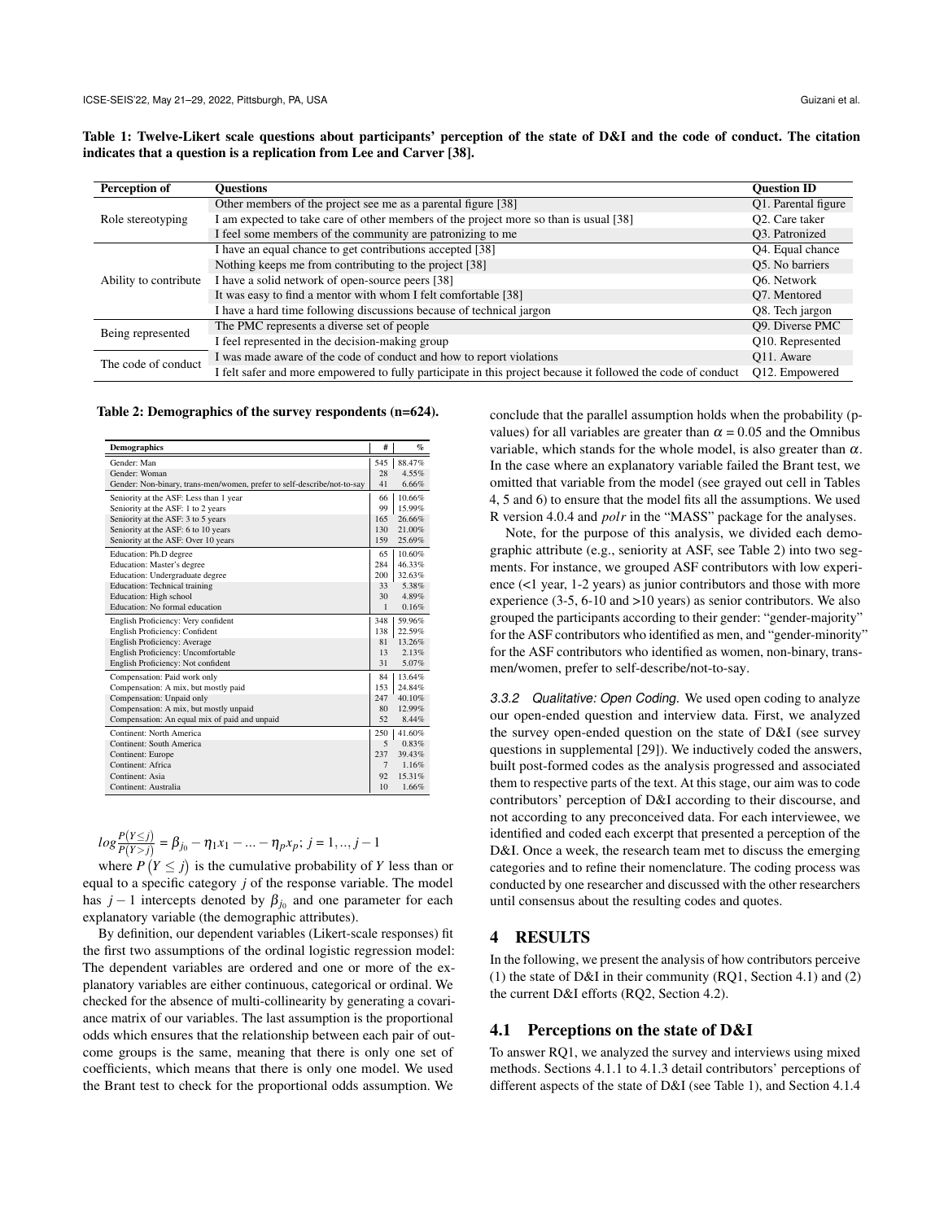**Table 1: Twelve-Likert scale questions about participants' perception of the state of D&I and the code of conduct. The citation indicates that a question is a replication from Lee and Carver [38].**

| Perception of | Questions | Question ID |
|---|---|---|
| Role stereotyping | Other members of the project see me as a parental figure [38] | Q1. Parental figure |
| | I am expected to take care of other members of the project more so than is usual [38] | Q2. Care taker |
| | I feel some members of the community are patronizing to me | Q3. Patronized |
| Ability to contribute | I have an equal chance to get contributions accepted [38] | Q4. Equal chance |
| | Nothing keeps me from contributing to the project [38] | Q5. No barriers |
| | I have a solid network of open-source peers [38] | Q6. Network |
| | It was easy to find a mentor with whom I felt comfortable [38] | Q7. Mentored |
| | I have a hard time following discussions because of technical jargon | Q8. Tech jargon |
| Being represented | The PMC represents a diverse set of people | Q9. Diverse PMC |
| | I feel represented in the decision-making group | Q10. Represented |
| The code of conduct | I was made aware of the code of conduct and how to report violations | Q11. Aware |
| | I felt safer and more empowered to fully participate in this project because it followed the code of conduct | Q12. Empowered |

**Table 2: Demographics of the survey respondents (n=624).**

| Demographics | # | % |
|---|---|---|
| Gender: Man | 545 | 88.47% |
| Gender: Woman | 28 | 4.55% |
| Gender: Non-binary, trans-men/women, prefer to self-describe/not-to-say | 41 | 6.66% |
| Seniority at the ASF: Less than 1 year | 66 | 10.66% |
| Seniority at the ASF: 1 to 2 years | 99 | 15.99% |
| Seniority at the ASF: 3 to 5 years | 165 | 26.66% |
| Seniority at the ASF: 6 to 10 years | 130 | 21.00% |
| Seniority at the ASF: Over 10 years | 159 | 25.69% |
| Education: Ph.D degree | 65 | 10.60% |
| Education: Master's degree | 284 | 46.33% |
| Education: Undergraduate degree | 200 | 32.63% |
| Education: Technical training | 33 | 5.38% |
| Education: High school | 30 | 4.89% |
| Education: No formal education | 1 | 0.16% |
| English Proficiency: Very confident | 348 | 59.96% |
| English Proficiency: Confident | 138 | 22.59% |
| English Proficiency: Average | 81 | 13.26% |
| English Proficiency: Uncomfortable | 13 | 2.13% |
| English Proficiency: Not confident | 31 | 5.07% |
| Compensation: Paid work only | 84 | 13.64% |
| Compensation: A mix, but mostly paid | 153 | 24.84% |
| Compensation: Unpaid only | 247 | 40.10% |
| Compensation: A mix, but mostly unpaid | 80 | 12.99% |
| Compensation: An equal mix of paid and unpaid | 52 | 8.44% |
| Continent: North America | 250 | 41.60% |
| Continent: South America | 5 | 0.83% |
| Continent: Europe | 237 | 39.43% |
| Continent: Africa | 7 | 1.16% |
| Continent: Asia | 92 | 15.31% |
| Continent: Australia | 10 | 1.66% |

$$log\frac{P(Y \leq j)}{P(Y > j)} = \beta_{j_0} - \eta_1 x_1 - ... - \eta_p x_p;\ j = 1,..,j-1$$

where $P(Y \leq j)$ is the cumulative probability of $Y$ less than or equal to a specific category $j$ of the response variable. The model has $j-1$ intercepts denoted by $\beta_{j_0}$ and one parameter for each explanatory variable (the demographic attributes).

By definition, our dependent variables (Likert-scale responses) fit the first two assumptions of the ordinal logistic regression model: The dependent variables are ordered and one or more of the explanatory variables are either continuous, categorical or ordinal. We checked for the absence of multi-collinearity by generating a covariance matrix of our variables. The last assumption is the proportional odds which ensures that the relationship between each pair of outcome groups is the same, meaning that there is only one set of coefficients, which means that there is only one model. We used the Brant test to check for the proportional odds assumption. We conclude that the parallel assumption holds when the probability (p-values) for all variables are greater than $\alpha = 0.05$ and the Omnibus variable, which stands for the whole model, is also greater than $\alpha$. In the case where an explanatory variable failed the Brant test, we omitted that variable from the model (see grayed out cell in Tables 4, 5 and 6) to ensure that the model fits all the assumptions. We used R version 4.0.4 and *polr* in the "MASS" package for the analyses.

Note, for the purpose of this analysis, we divided each demographic attribute (e.g., seniority at ASF, see Table 2) into two segments. For instance, we grouped ASF contributors with low experience (<1 year, 1-2 years) as junior contributors and those with more experience (3-5, 6-10 and >10 years) as senior contributors. We also grouped the participants according to their gender: "gender-majority" for the ASF contributors who identified as men, and "gender-minority" for the ASF contributors who identified as women, non-binary, trans-men/women, prefer to self-describe/not-to-say.

*3.3.2 Qualitative: Open Coding.* We used open coding to analyze our open-ended question and interview data. First, we analyzed the survey open-ended question on the state of D&I (see survey questions in supplemental [29]). We inductively coded the answers, built post-formed codes as the analysis progressed and associated them to respective parts of the text. At this stage, our aim was to code contributors' perception of D&I according to their discourse, and not according to any preconceived data. For each interviewee, we identified and coded each excerpt that presented a perception of the D&I. Once a week, the research team met to discuss the emerging categories and to refine their nomenclature. The coding process was conducted by one researcher and discussed with the other researchers until consensus about the resulting codes and quotes.

# 4 RESULTS

In the following, we present the analysis of how contributors perceive (1) the state of D&I in their community (RQ1, Section 4.1) and (2) the current D&I efforts (RQ2, Section 4.2).

## 4.1 Perceptions on the state of D&I

To answer RQ1, we analyzed the survey and interviews using mixed methods. Sections 4.1.1 to 4.1.3 detail contributors' perceptions of different aspects of the state of D&I (see Table 1), and Section 4.1.4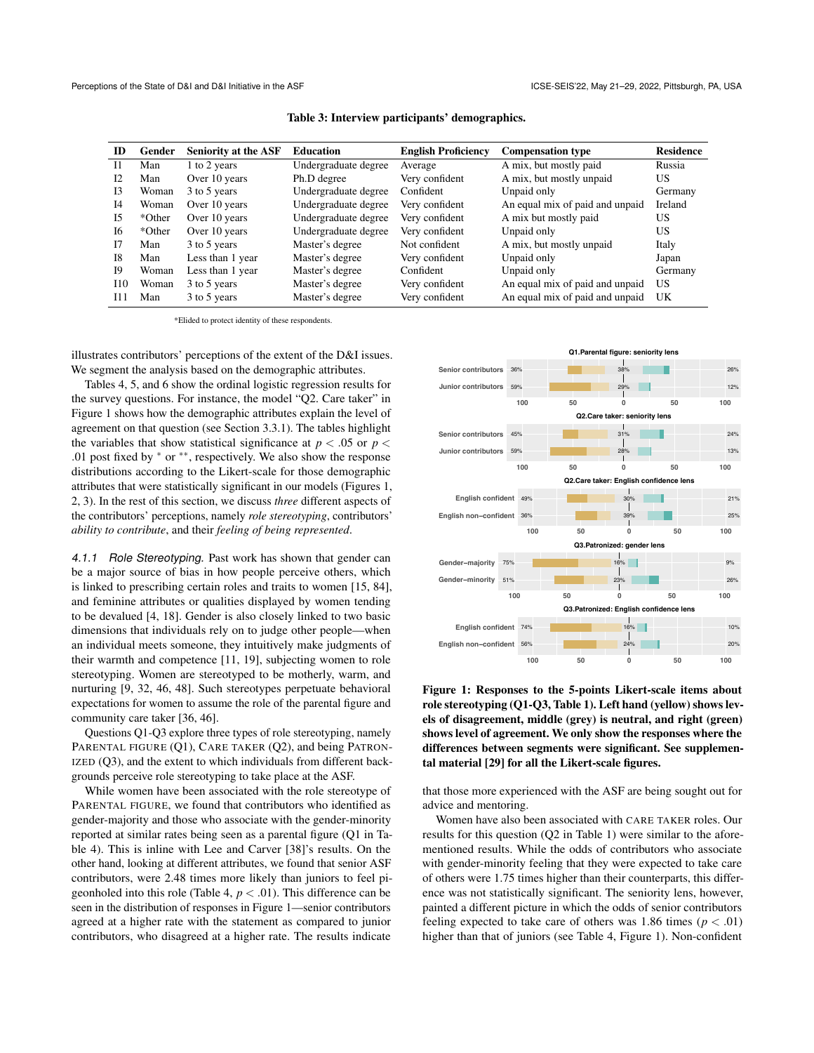**Table 3: Interview participants' demographics.**

| ID | Gender | Seniority at the ASF | Education | English Proficiency | Compensation type | Residence |
|---|---|---|---|---|---|---|
| I1 | Man | 1 to 2 years | Undergraduate degree | Average | A mix, but mostly paid | Russia |
| I2 | Man | Over 10 years | Ph.D degree | Very confident | A mix, but mostly unpaid | US |
| I3 | Woman | 3 to 5 years | Undergraduate degree | Confident | Unpaid only | Germany |
| I4 | Woman | Over 10 years | Undergraduate degree | Very confident | An equal mix of paid and unpaid | Ireland |
| I5 | *Other | Over 10 years | Undergraduate degree | Very confident | A mix but mostly paid | US |
| I6 | *Other | Over 10 years | Undergraduate degree | Very confident | Unpaid only | US |
| I7 | Man | 3 to 5 years | Master's degree | Not confident | A mix, but mostly unpaid | Italy |
| I8 | Man | Less than 1 year | Master's degree | Very confident | Unpaid only | Japan |
| I9 | Woman | Less than 1 year | Master's degree | Confident | Unpaid only | Germany |
| I10 | Woman | 3 to 5 years | Master's degree | Very confident | An equal mix of paid and unpaid | US |
| I11 | Man | 3 to 5 years | Master's degree | Very confident | An equal mix of paid and unpaid | UK |

*Elided to protect identity of these respondents.

illustrates contributors' perceptions of the extent of the D&I issues. We segment the analysis based on the demographic attributes.

Tables 4, 5, and 6 show the ordinal logistic regression results for the survey questions. For instance, the model "Q2. Care taker" in Figure 1 shows how the demographic attributes explain the level of agreement on that question (see Section 3.3.1). The tables highlight the variables that show statistical significance at $p < .05$ or $p < .01$ post fixed by $^*$ or $^{**}$, respectively. We also show the response distributions according to the Likert-scale for those demographic attributes that were statistically significant in our models (Figures 1, 2, 3). In the rest of this section, we discuss *three* different aspects of the contributors' perceptions, namely *role stereotyping*, contributors' *ability to contribute*, and their *feeling of being represented*.

*4.1.1 Role Stereotyping.* Past work has shown that gender can be a major source of bias in how people perceive others, which is linked to prescribing certain roles and traits to women [15, 84], and feminine attributes or qualities displayed by women tending to be devalued [4, 18]. Gender is also closely linked to two basic dimensions that individuals rely on to judge other people—when an individual meets someone, they intuitively make judgments of their warmth and competence [11, 19], subjecting women to role stereotyping. Women are stereotyped to be motherly, warm, and nurturing [9, 32, 46, 48]. Such stereotypes perpetuate behavioral expectations for women to assume the role of the parental figure and community care taker [36, 46].

Questions Q1-Q3 explore three types of role stereotyping, namely PARENTAL FIGURE (Q1), CARE TAKER (Q2), and being PATRONIZED (Q3), and the extent to which individuals from different backgrounds perceive role stereotyping to take place at the ASF.

While women have been associated with the role stereotype of PARENTAL FIGURE, we found that contributors who identified as gender-majority and those who associate with the gender-minority reported at similar rates being seen as a parental figure (Q1 in Table 4). This is inline with Lee and Carver [38]'s results. On the other hand, looking at different attributes, we found that senior ASF contributors, were 2.48 times more likely than juniors to feel pigeonholed into this role (Table 4, $p < .01$). This difference can be seen in the distribution of responses in Figure 1—senior contributors agreed at a higher rate with the statement as compared to junior contributors, who disagreed at a higher rate. The results indicate

**Figure 1: Responses to the 5-points Likert-scale items about role stereotyping (Q1-Q3, Table 1). Left hand (yellow) shows levels of disagreement, middle (grey) is neutral, and right (green) shows level of agreement. We only show the responses where the differences between segments were significant. See supplemental material [29] for all the Likert-scale figures.**

that those more experienced with the ASF are being sought out for advice and mentoring.

Women have also been associated with CARE TAKER roles. Our results for this question (Q2 in Table 1) were similar to the aforementioned results. While the odds of contributors who associate with gender-minority feeling that they were expected to take care of others were 1.75 times higher than their counterparts, this difference was not statistically significant. The seniority lens, however, painted a different picture in which the odds of senior contributors feeling expected to take care of others was 1.86 times ($p < .01$) higher than that of juniors (see Table 4, Figure 1). Non-confident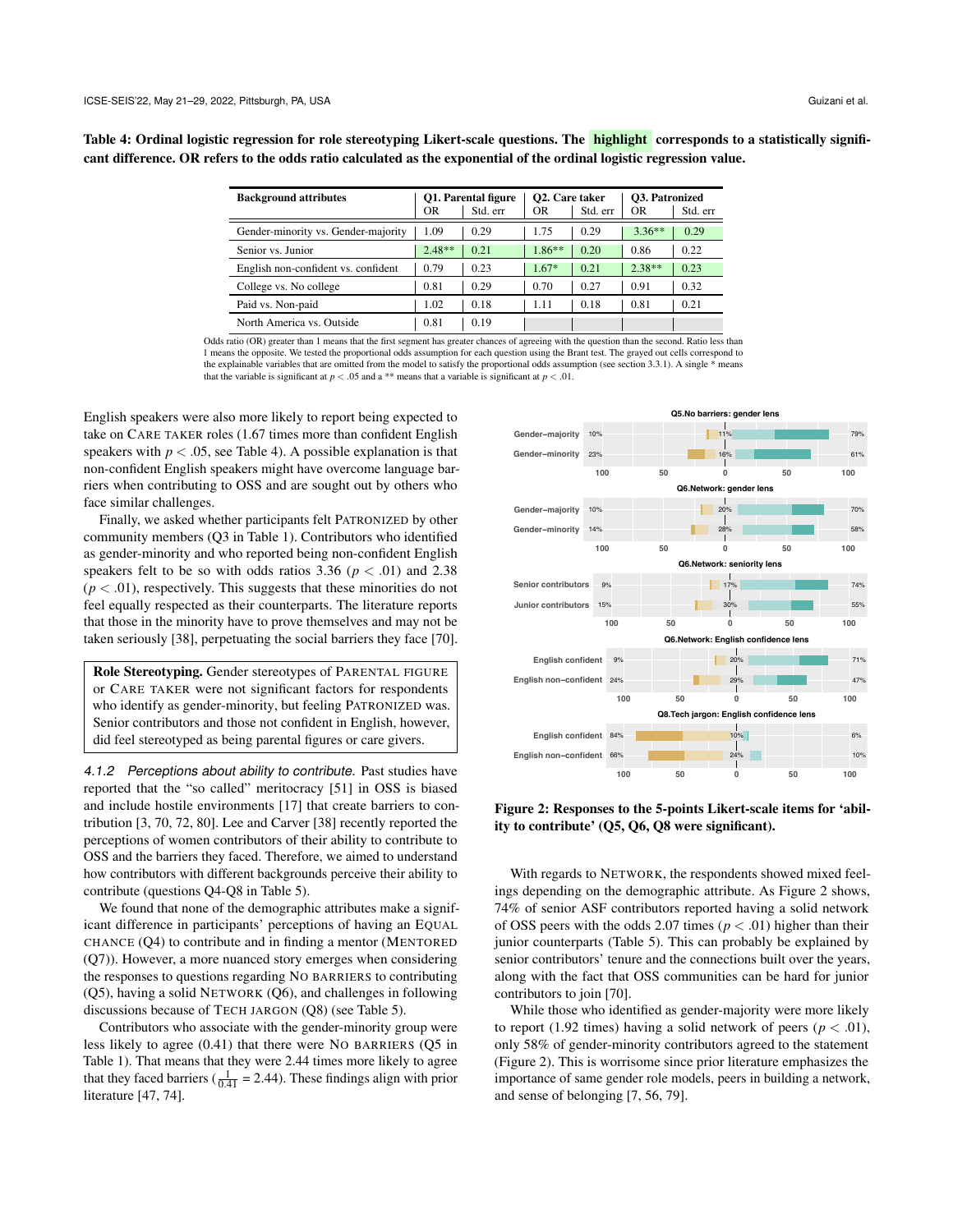**Table 4: Ordinal logistic regression for role stereotyping Likert-scale questions. The highlight corresponds to a statistically significant difference. OR refers to the odds ratio calculated as the exponential of the ordinal logistic regression value.**

| Background attributes | Q1. Parental figure | | Q2. Care taker | | Q3. Patronized | |
|---|---|---|---|---|---|---|
| | OR | Std. err | OR | Std. err | OR | Std. err |
| Gender-minority vs. Gender-majority | 1.09 | 0.29 | 1.75 | 0.29 | 3.36** | 0.29 |
| Senior vs. Junior | 2.48** | 0.21 | 1.86** | 0.20 | 0.86 | 0.22 |
| English non-confident vs. confident | 0.79 | 0.23 | 1.67* | 0.21 | 2.38** | 0.23 |
| College vs. No college | 0.81 | 0.29 | 0.70 | 0.27 | 0.91 | 0.32 |
| Paid vs. Non-paid | 1.02 | 0.18 | 1.11 | 0.18 | 0.81 | 0.21 |
| North America vs. Outside | 0.81 | 0.19 | | | | |

Odds ratio (OR) greater than 1 means that the first segment has greater chances of agreeing with the question than the second. Ratio less than 1 means the opposite. We tested the proportional odds assumption for each question using the Brant test. The grayed out cells correspond to the explainable variables that are omitted from the model to satisfy the proportional odds assumption (see section 3.3.1). A single * means that the variable is significant at $p < .05$ and a ** means that a variable is significant at $p < .01$.

English speakers were also more likely to report being expected to take on CARE TAKER roles (1.67 times more than confident English speakers with $p < .05$, see Table 4). A possible explanation is that non-confident English speakers might have overcome language barriers when contributing to OSS and are sought out by others who face similar challenges.

Finally, we asked whether participants felt PATRONIZED by other community members (Q3 in Table 1). Contributors who identified as gender-minority and who reported being non-confident English speakers felt to be so with odds ratios 3.36 ($p < .01$) and 2.38 ($p < .01$), respectively. This suggests that these minorities do not feel equally respected as their counterparts. The literature reports that those in the minority have to prove themselves and may not be taken seriously [38], perpetuating the social barriers they face [70].

> **Role Stereotyping.** Gender stereotypes of PARENTAL FIGURE or CARE TAKER were not significant factors for respondents who identify as gender-minority, but feeling PATRONIZED was. Senior contributors and those not confident in English, however, did feel stereotyped as being parental figures or care givers.

*4.1.2 Perceptions about ability to contribute.* Past studies have reported that the "so called" meritocracy [51] in OSS is biased and include hostile environments [17] that create barriers to contribution [3, 70, 72, 80]. Lee and Carver [38] recently reported the perceptions of women contributors of their ability to contribute to OSS and the barriers they faced. Therefore, we aimed to understand how contributors with different backgrounds perceive their ability to contribute (questions Q4-Q8 in Table 5).

We found that none of the demographic attributes make a significant difference in participants' perceptions of having an EQUAL CHANCE (Q4) to contribute and in finding a mentor (MENTORED (Q7)). However, a more nuanced story emerges when considering the responses to questions regarding NO BARRIERS to contributing (Q5), having a solid NETWORK (Q6), and challenges in following discussions because of TECH JARGON (Q8) (see Table 5).

Contributors who associate with the gender-minority group were less likely to agree (0.41) that there were NO BARRIERS (Q5 in Table 1). That means that they were 2.44 times more likely to agree that they faced barriers ($\frac{1}{0.41} = 2.44$). These findings align with prior literature [47, 74].

Figure 2: Responses to the 5-points Likert-scale items for 'ability to contribute' (Q5, Q6, Q8 were significant).

With regards to NETWORK, the respondents showed mixed feelings depending on the demographic attribute. As Figure 2 shows, 74% of senior ASF contributors reported having a solid network of OSS peers with the odds 2.07 times ($p < .01$) higher than their junior counterparts (Table 5). This can probably be explained by senior contributors' tenure and the connections built over the years, along with the fact that OSS communities can be hard for junior contributors to join [70].

While those who identified as gender-majority were more likely to report (1.92 times) having a solid network of peers ($p < .01$), only 58% of gender-minority contributors agreed to the statement (Figure 2). This is worrisome since prior literature emphasizes the importance of same gender role models, peers in building a network, and sense of belonging [7, 56, 79].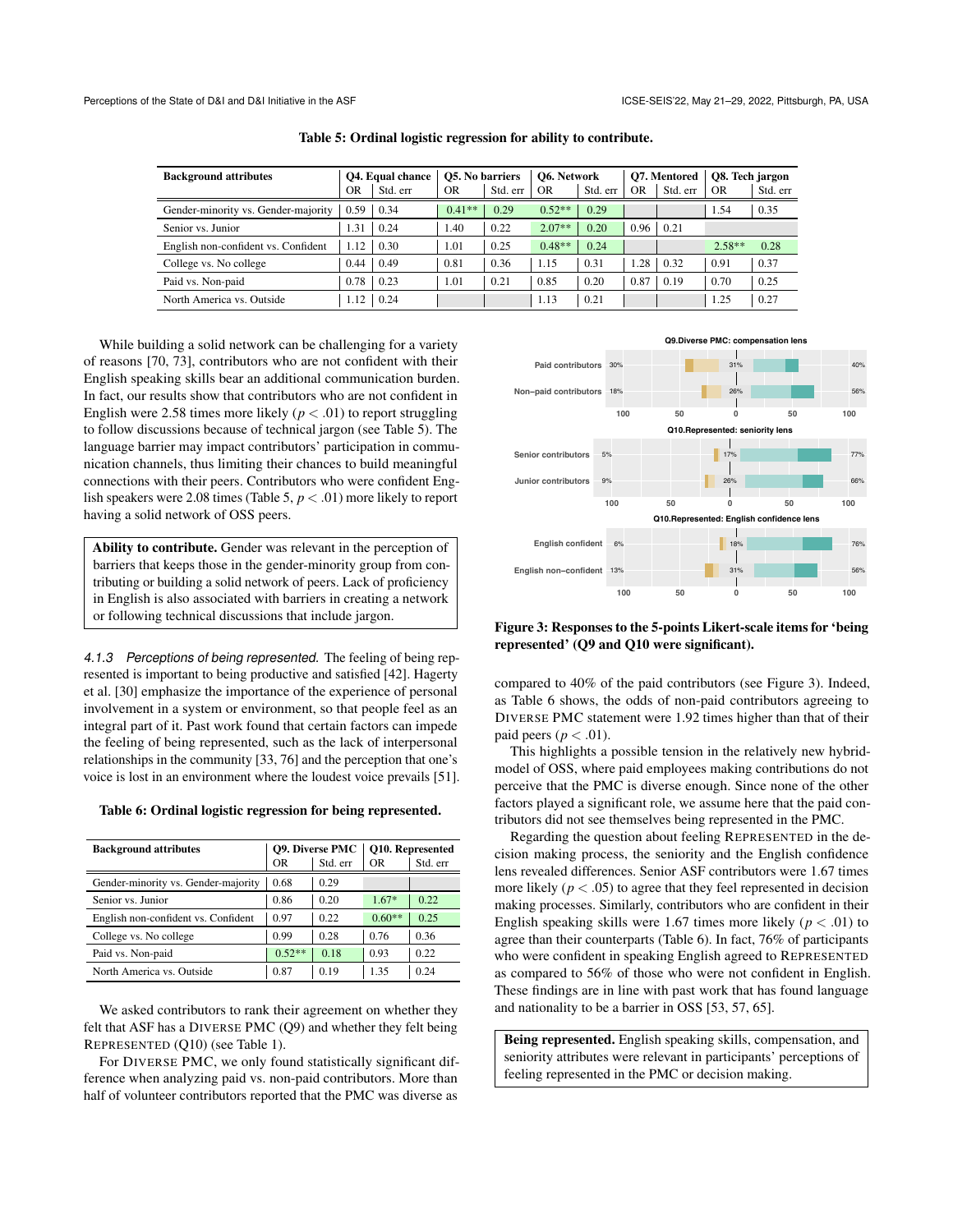Table 5: Ordinal logistic regression for ability to contribute.

| Background attributes | Q4. Equal chance | | Q5. No barriers | | Q6. Network | | Q7. Mentored | | Q8. Tech jargon | |
|---|---|---|---|---|---|---|---|---|---|---|
| | OR | Std. err | OR | Std. err | OR | Std. err | OR | Std. err | OR | Std. err |
| Gender-minority vs. Gender-majority | 0.59 | 0.34 | 0.41** | 0.29 | 0.52** | 0.29 | | | 1.54 | 0.35 |
| Senior vs. Junior | 1.31 | 0.24 | 1.40 | 0.22 | 2.07** | 0.20 | 0.96 | 0.21 | | |
| English non-confident vs. Confident | 1.12 | 0.30 | 1.01 | 0.25 | 0.48** | 0.24 | | | 2.58** | 0.28 |
| College vs. No college | 0.44 | 0.49 | 0.81 | 0.36 | 1.15 | 0.31 | 1.28 | 0.32 | 0.91 | 0.37 |
| Paid vs. Non-paid | 0.78 | 0.23 | 1.01 | 0.21 | 0.85 | 0.20 | 0.87 | 0.19 | 0.70 | 0.25 |
| North America vs. Outside | 1.12 | 0.24 | | | 1.13 | 0.21 | | | 1.25 | 0.27 |

While building a solid network can be challenging for a variety of reasons [70, 73], contributors who are not confident with their English speaking skills bear an additional communication burden. In fact, our results show that contributors who are not confident in English were 2.58 times more likely ($p < .01$) to report struggling to follow discussions because of technical jargon (see Table 5). The language barrier may impact contributors' participation in communication channels, thus limiting their chances to build meaningful connections with their peers. Contributors who were confident English speakers were 2.08 times (Table 5, $p < .01$) more likely to report having a solid network of OSS peers.

> **Ability to contribute.** Gender was relevant in the perception of barriers that keeps those in the gender-minority group from contributing or building a solid network of peers. Lack of proficiency in English is also associated with barriers in creating a network or following technical discussions that include jargon.

#### 4.1.3 *Perceptions of being represented.*

The feeling of being represented is important to being productive and satisfied [42]. Hagerty et al. [30] emphasize the importance of the experience of personal involvement in a system or environment, so that people feel as an integral part of it. Past work found that certain factors can impede the feeling of being represented, such as the lack of interpersonal relationships in the community [33, 76] and the perception that one's voice is lost in an environment where the loudest voice prevails [51].

Table 6: Ordinal logistic regression for being represented.

| Background attributes | Q9. Diverse PMC | | Q10. Represented | |
|---|---|---|---|---|
| | OR | Std. err | OR | Std. err |
| Gender-minority vs. Gender-majority | 0.68 | 0.29 | | |
| Senior vs. Junior | 0.86 | 0.20 | 1.67* | 0.22 |
| English non-confident vs. Confident | 0.97 | 0.22 | 0.60** | 0.25 |
| College vs. No college | 0.99 | 0.28 | 0.76 | 0.36 |
| Paid vs. Non-paid | 0.52** | 0.18 | 0.93 | 0.22 |
| North America vs. Outside | 0.87 | 0.19 | 1.35 | 0.24 |

We asked contributors to rank their agreement on whether they felt that ASF has a DIVERSE PMC (Q9) and whether they felt being REPRESENTED (Q10) (see Table 1).

For DIVERSE PMC, we only found statistically significant difference when analyzing paid vs. non-paid contributors. More than half of volunteer contributors reported that the PMC was diverse as compared to 40% of the paid contributors (see Figure 3). Indeed, as Table 6 shows, the odds of non-paid contributors agreeing to DIVERSE PMC statement were 1.92 times higher than that of their paid peers ($p < .01$).

Figure 3: Responses to the 5-points Likert-scale items for 'being represented' (Q9 and Q10 were significant).

This highlights a possible tension in the relatively new hybrid-model of OSS, where paid employees making contributions do not perceive that the PMC is diverse enough. Since none of the other factors played a significant role, we assume here that the paid contributors did not see themselves being represented in the PMC.

Regarding the question about feeling REPRESENTED in the decision making process, the seniority and the English confidence lens revealed differences. Senior ASF contributors were 1.67 times more likely ($p < .05$) to agree that they feel represented in decision making processes. Similarly, contributors who are confident in their English speaking skills were 1.67 times more likely ($p < .01$) to agree than their counterparts (Table 6). In fact, 76% of participants who were confident in speaking English agreed to REPRESENTED as compared to 56% of those who were not confident in English. These findings are in line with past work that has found language and nationality to be a barrier in OSS [53, 57, 65].

> **Being represented.** English speaking skills, compensation, and seniority attributes were relevant in participants' perceptions of feeling represented in the PMC or decision making.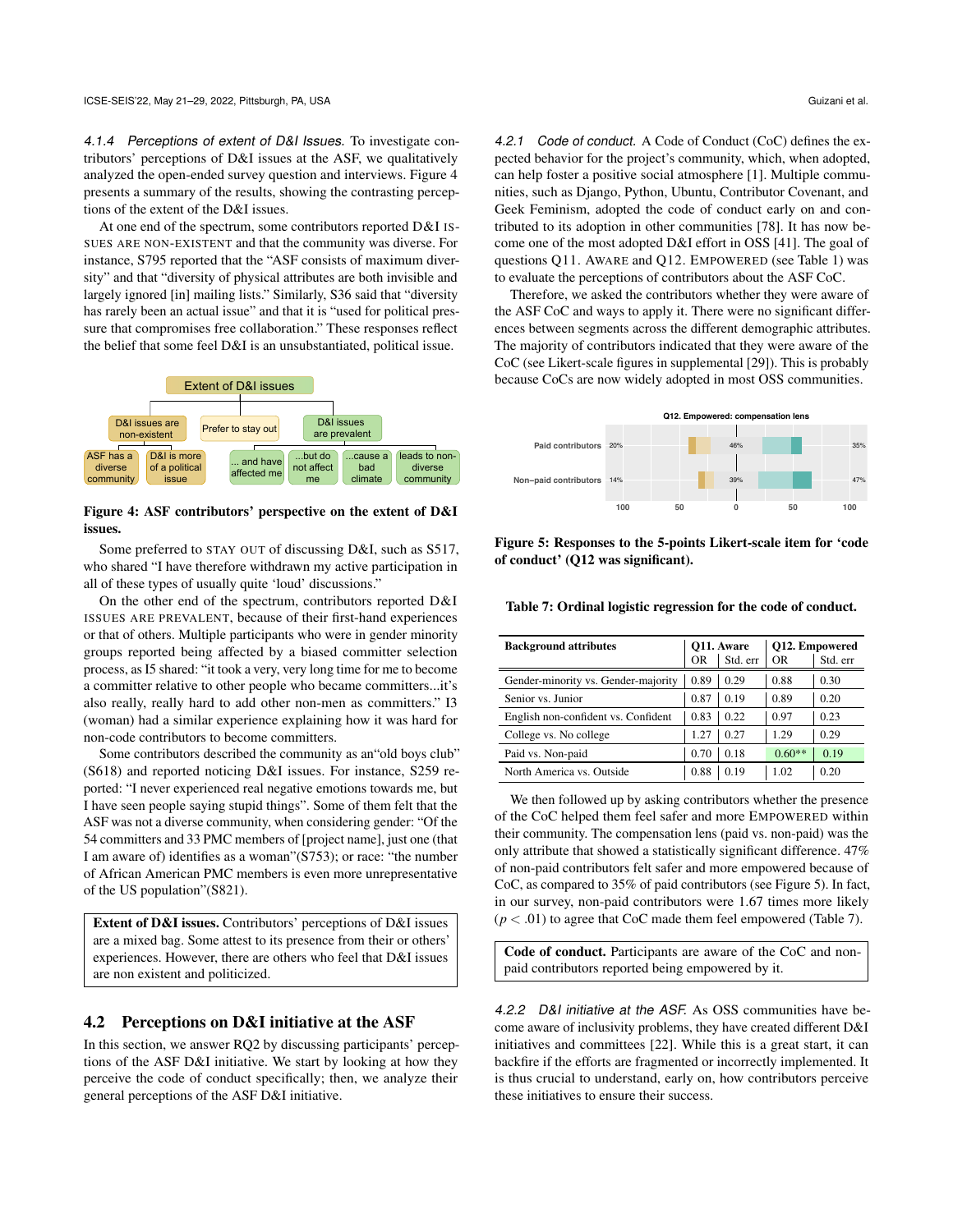#### 4.1.4 Perceptions of extent of D&I Issues.

To investigate contributors' perceptions of D&I issues at the ASF, we qualitatively analyzed the open-ended survey question and interviews. Figure 4 presents a summary of the results, showing the contrasting perceptions of the extent of the D&I issues.

At one end of the spectrum, some contributors reported D&I ISSUES ARE NON-EXISTENT and that the community was diverse. For instance, S795 reported that the "ASF consists of maximum diversity" and that "diversity of physical attributes are both invisible and largely ignored [in] mailing lists." Similarly, S36 said that "diversity has rarely been an actual issue" and that it is "used for political pressure that compromises free collaboration." These responses reflect the belief that some feel D&I is an unsubstantiated, political issue.

Extent of D&I issues
- D&I issues are non-existent
  - ASF has a diverse community
  - D&I is more of a political issue
- Prefer to stay out
- D&I issues are prevalent
  - ... and have affected me
  - ...but do not affect me
  - ...cause a bad climate
  - leads to non-diverse community

**Figure 4: ASF contributors' perspective on the extent of D&I issues.**

Some preferred to STAY OUT of discussing D&I, such as S517, who shared "I have therefore withdrawn my active participation in all of these types of usually quite 'loud' discussions."

On the other end of the spectrum, contributors reported D&I ISSUES ARE PREVALENT, because of their first-hand experiences or that of others. Multiple participants who were in gender minority groups reported being affected by a biased committer selection process, as I5 shared: "it took a very, very long time for me to become a committer relative to other people who became committers...it's also really, really hard to add other non-men as committers." I3 (woman) had a similar experience explaining how it was hard for non-code contributors to become committers.

Some contributors described the community as an"old boys club" (S618) and reported noticing D&I issues. For instance, S259 reported: "I never experienced real negative emotions towards me, but I have seen people saying stupid things". Some of them felt that the ASF was not a diverse community, when considering gender: "Of the 54 committers and 33 PMC members of [project name], just one (that I am aware of) identifies as a woman"(S753); or race: "the number of African American PMC members is even more unrepresentative of the US population"(S821).

> **Extent of D&I issues.** Contributors' perceptions of D&I issues are a mixed bag. Some attest to its presence from their or others' experiences. However, there are others who feel that D&I issues are non existent and politicized.

## 4.2 Perceptions on D&I initiative at the ASF

In this section, we answer RQ2 by discussing participants' perceptions of the ASF D&I initiative. We start by looking at how they perceive the code of conduct specifically; then, we analyze their general perceptions of the ASF D&I initiative.

#### 4.2.1 Code of conduct.

A Code of Conduct (CoC) defines the expected behavior for the project's community, which, when adopted, can help foster a positive social atmosphere [1]. Multiple communities, such as Django, Python, Ubuntu, Contributor Covenant, and Geek Feminism, adopted the code of conduct early on and contributed to its adoption in other communities [78]. It has now become one of the most adopted D&I effort in OSS [41]. The goal of questions Q11. AWARE and Q12. EMPOWERED (see Table 1) was to evaluate the perceptions of contributors about the ASF CoC.

Therefore, we asked the contributors whether they were aware of the ASF CoC and ways to apply it. There were no significant differences between segments across the different demographic attributes. The majority of contributors indicated that they were aware of the CoC (see Likert-scale figures in supplemental [29]). This is probably because CoCs are now widely adopted in most OSS communities.

Q12. Empowered: compensation lens

| | Disagree | Neutral | Agree |
|---|---|---|---|
| Paid contributors | 20% | 46% | 35% |
| Non–paid contributors | 14% | 39% | 47% |

**Figure 5: Responses to the 5-points Likert-scale item for 'code of conduct' (Q12 was significant).**

**Table 7: Ordinal logistic regression for the code of conduct.**

| Background attributes | Q11. Aware | | Q12. Empowered | |
|---|---|---|---|---|
| | OR | Std. err | OR | Std. err |
| Gender-minority vs. Gender-majority | 0.89 | 0.29 | 0.88 | 0.30 |
| Senior vs. Junior | 0.87 | 0.19 | 0.89 | 0.20 |
| English non-confident vs. Confident | 0.83 | 0.22 | 0.97 | 0.23 |
| College vs. No college | 1.27 | 0.27 | 1.29 | 0.29 |
| Paid vs. Non-paid | 0.70 | 0.18 | 0.60** | 0.19 |
| North America vs. Outside | 0.88 | 0.19 | 1.02 | 0.20 |

We then followed up by asking contributors whether the presence of the CoC helped them feel safer and more EMPOWERED within their community. The compensation lens (paid vs. non-paid) was the only attribute that showed a statistically significant difference. 47% of non-paid contributors felt safer and more empowered because of CoC, as compared to 35% of paid contributors (see Figure 5). In fact, in our survey, non-paid contributors were 1.67 times more likely ($p < .01$) to agree that CoC made them feel empowered (Table 7).

> **Code of conduct.** Participants are aware of the CoC and non-paid contributors reported being empowered by it.

#### 4.2.2 D&I initiative at the ASF.

As OSS communities have become aware of inclusivity problems, they have created different D&I initiatives and committees [22]. While this is a great start, it can backfire if the efforts are fragmented or incorrectly implemented. It is thus crucial to understand, early on, how contributors perceive these initiatives to ensure their success.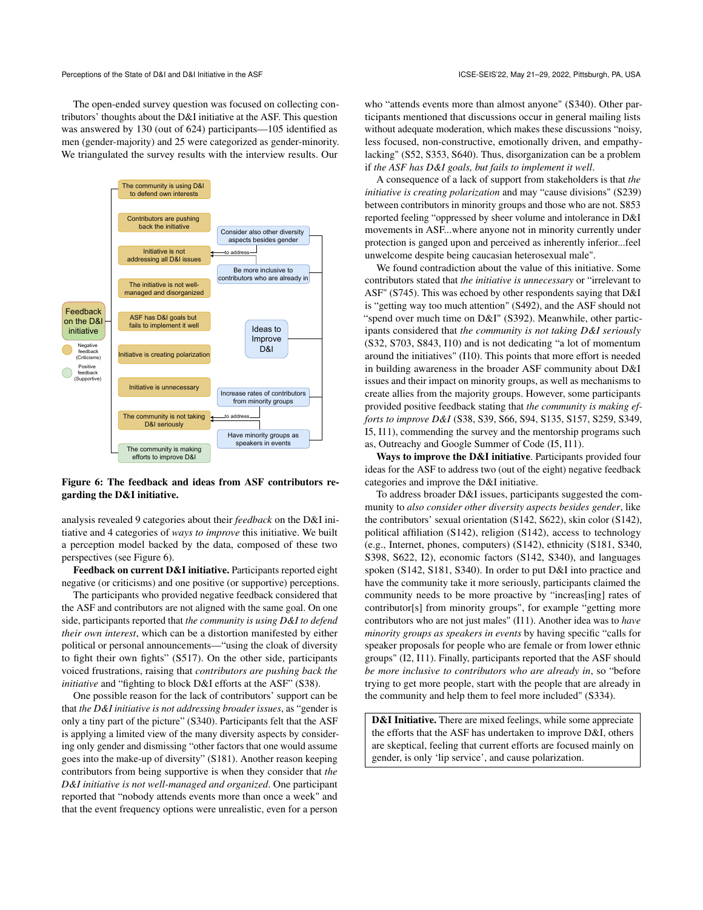The open-ended survey question was focused on collecting contributors' thoughts about the D&I initiative at the ASF. This question was answered by 130 (out of 624) participants—105 identified as men (gender-majority) and 25 were categorized as gender-minority. We triangulated the survey results with the interview results. Our analysis revealed 9 categories about their *feedback* on the D&I initiative and 4 categories of *ways to improve* this initiative. We built a perception model backed by the data, composed of these two perspectives (see Figure 6).

**Figure 6: The feedback and ideas from ASF contributors regarding the D&I initiative.**

**Feedback on current D&I initiative.** Participants reported eight negative (or criticisms) and one positive (or supportive) perceptions.

The participants who provided negative feedback considered that the ASF and contributors are not aligned with the same goal. On one side, participants reported that *the community is using D&I to defend their own interest*, which can be a distortion manifested by either political or personal announcements—"using the cloak of diversity to fight their own fights" (S517). On the other side, participants voiced frustrations, raising that *contributors are pushing back the initiative* and "fighting to block D&I efforts at the ASF" (S38).

One possible reason for the lack of contributors' support can be that *the D&I initiative is not addressing broader issues*, as "gender is only a tiny part of the picture" (S340). Participants felt that the ASF is applying a limited view of the many diversity aspects by considering only gender and dismissing "other factors that one would assume goes into the make-up of diversity" (S181). Another reason keeping contributors from being supportive is when they consider that *the D&I initiative is not well-managed and organized*. One participant reported that "nobody attends events more than once a week" and that the event frequency options were unrealistic, even for a person who "attends events more than almost anyone" (S340). Other participants mentioned that discussions occur in general mailing lists without adequate moderation, which makes these discussions "noisy, less focused, non-constructive, emotionally driven, and empathy-lacking" (S52, S353, S640). Thus, disorganization can be a problem if *the ASF has D&I goals, but fails to implement it well*.

A consequence of a lack of support from stakeholders is that *the initiative is creating polarization* and may "cause divisions" (S239) between contributors in minority groups and those who are not. S853 reported feeling "oppressed by sheer volume and intolerance in D&I movements in ASF...where anyone not in minority currently under protection is gauged upon and perceived as inherently inferior...feel unwelcome despite being caucasian heterosexual male".

We found contradiction about the value of this initiative. Some contributors stated that *the initiative is unnecessary* or "irrelevant to ASF" (S745). This was echoed by other respondents saying that D&I is "getting way too much attention" (S492), and the ASF should not "spend over much time on D&I" (S392). Meanwhile, other participants considered that *the community is not taking D&I seriously* (S32, S703, S843, I10) and is not dedicating "a lot of momentum around the initiatives" (I10). This points that more effort is needed in building awareness in the broader ASF community about D&I issues and their impact on minority groups, as well as mechanisms to create allies from the majority groups. However, some participants provided positive feedback stating that *the community is making efforts to improve D&I* (S38, S39, S66, S94, S135, S157, S259, S349, I5, I11), commending the survey and the mentorship programs such as, Outreachy and Google Summer of Code (I5, I11).

**Ways to improve the D&I initiative**. Participants provided four ideas for the ASF to address two (out of the eight) negative feedback categories and improve the D&I initiative.

To address broader D&I issues, participants suggested the community to *also consider other diversity aspects besides gender*, like the contributors' sexual orientation (S142, S622), skin color (S142), political affiliation (S142), religion (S142), access to technology (e.g., Internet, phones, computers) (S142), ethnicity (S181, S340, S398, S622, I2), economic factors (S142, S340), and languages spoken (S142, S181, S340). In order to put D&I into practice and have the community take it more seriously, participants claimed the community needs to be more proactive by "increas[ing] rates of contributor[s] from minority groups", for example "getting more contributors who are not just males" (I11). Another idea was to *have minority groups as speakers in events* by having specific "calls for speaker proposals for people who are female or from lower ethnic groups" (I2, I11). Finally, participants reported that the ASF should *be more inclusive to contributors who are already in*, so "before trying to get more people, start with the people that are already in the community and help them to feel more included" (S334).

> **D&I Initiative.** There are mixed feelings, while some appreciate the efforts that the ASF has undertaken to improve D&I, others are skeptical, feeling that current efforts are focused mainly on gender, is only 'lip service', and cause polarization.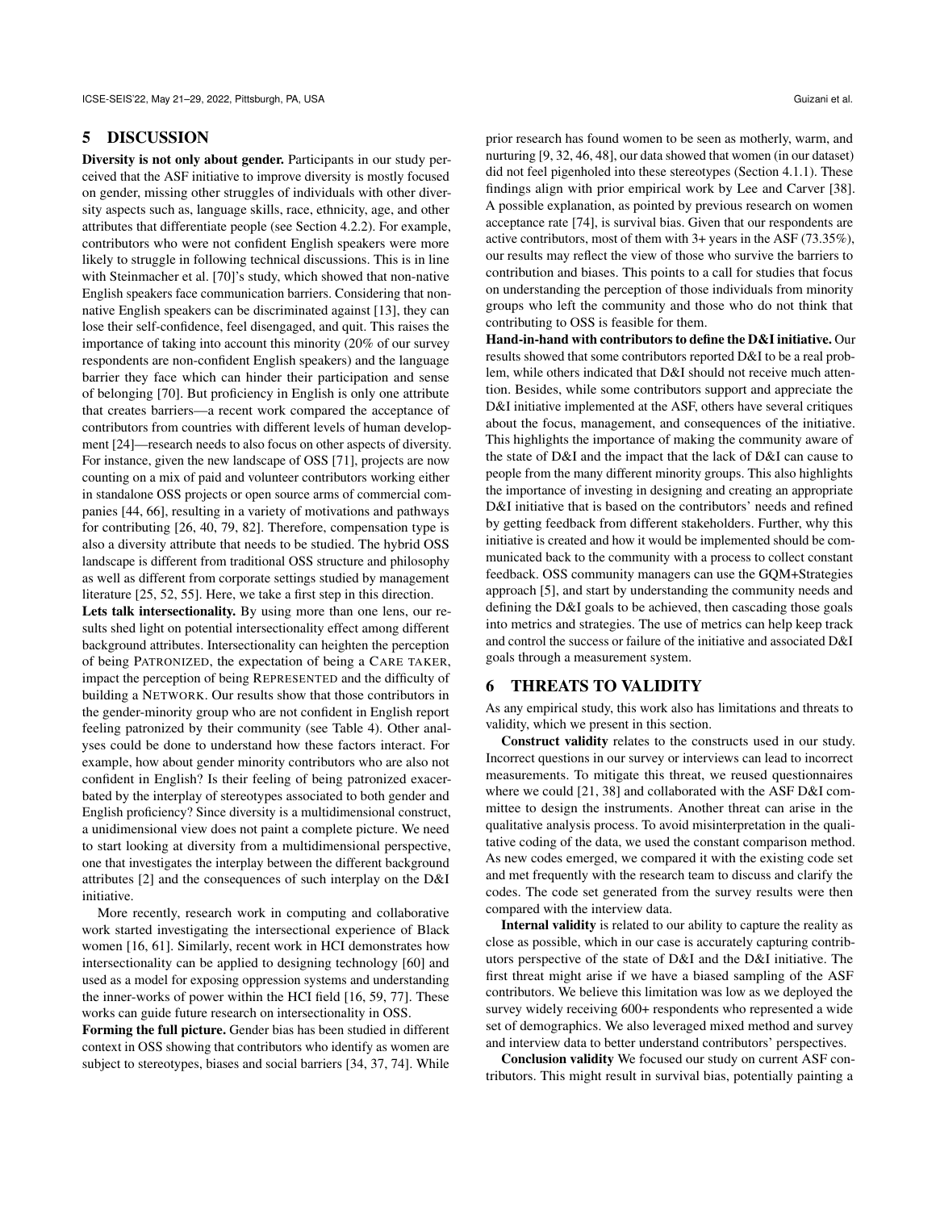## 5 DISCUSSION

**Diversity is not only about gender.** Participants in our study perceived that the ASF initiative to improve diversity is mostly focused on gender, missing other struggles of individuals with other diversity aspects such as, language skills, race, ethnicity, age, and other attributes that differentiate people (see Section 4.2.2). For example, contributors who were not confident English speakers were more likely to struggle in following technical discussions. This is in line with Steinmacher et al. [70]'s study, which showed that non-native English speakers face communication barriers. Considering that non-native English speakers can be discriminated against [13], they can lose their self-confidence, feel disengaged, and quit. This raises the importance of taking into account this minority (20% of our survey respondents are non-confident English speakers) and the language barrier they face which can hinder their participation and sense of belonging [70]. But proficiency in English is only one attribute that creates barriers—a recent work compared the acceptance of contributors from countries with different levels of human development [24]—research needs to also focus on other aspects of diversity. For instance, given the new landscape of OSS [71], projects are now counting on a mix of paid and volunteer contributors working either in standalone OSS projects or open source arms of commercial companies [44, 66], resulting in a variety of motivations and pathways for contributing [26, 40, 79, 82]. Therefore, compensation type is also a diversity attribute that needs to be studied. The hybrid OSS landscape is different from traditional OSS structure and philosophy as well as different from corporate settings studied by management literature [25, 52, 55]. Here, we take a first step in this direction.

**Lets talk intersectionality.** By using more than one lens, our results shed light on potential intersectionality effect among different background attributes. Intersectionality can heighten the perception of being PATRONIZED, the expectation of being a CARE TAKER, impact the perception of being REPRESENTED and the difficulty of building a NETWORK. Our results show that those contributors in the gender-minority group who are not confident in English report feeling patronized by their community (see Table 4). Other analyses could be done to understand how these factors interact. For example, how about gender minority contributors who are also not confident in English? Is their feeling of being patronized exacerbated by the interplay of stereotypes associated to both gender and English proficiency? Since diversity is a multidimensional construct, a unidimensional view does not paint a complete picture. We need to start looking at diversity from a multidimensional perspective, one that investigates the interplay between the different background attributes [2] and the consequences of such interplay on the D&I initiative.

More recently, research work in computing and collaborative work started investigating the intersectional experience of Black women [16, 61]. Similarly, recent work in HCI demonstrates how intersectionality can be applied to designing technology [60] and used as a model for exposing oppression systems and understanding the inner-works of power within the HCI field [16, 59, 77]. These works can guide future research on intersectionality in OSS.

**Forming the full picture.** Gender bias has been studied in different context in OSS showing that contributors who identify as women are subject to stereotypes, biases and social barriers [34, 37, 74]. While prior research has found women to be seen as motherly, warm, and nurturing [9, 32, 46, 48], our data showed that women (in our dataset) did not feel pigenholed into these stereotypes (Section 4.1.1). These findings align with prior empirical work by Lee and Carver [38]. A possible explanation, as pointed by previous research on women acceptance rate [74], is survival bias. Given that our respondents are active contributors, most of them with 3+ years in the ASF (73.35%), our results may reflect the view of those who survive the barriers to contribution and biases. This points to a call for studies that focus on understanding the perception of those individuals from minority groups who left the community and those who do not think that contributing to OSS is feasible for them.

**Hand-in-hand with contributors to define the D&I initiative.** Our results showed that some contributors reported D&I to be a real problem, while others indicated that D&I should not receive much attention. Besides, while some contributors support and appreciate the D&I initiative implemented at the ASF, others have several critiques about the focus, management, and consequences of the initiative. This highlights the importance of making the community aware of the state of D&I and the impact that the lack of D&I can cause to people from the many different minority groups. This also highlights the importance of investing in designing and creating an appropriate D&I initiative that is based on the contributors' needs and refined by getting feedback from different stakeholders. Further, why this initiative is created and how it would be implemented should be communicated back to the community with a process to collect constant feedback. OSS community managers can use the GQM+Strategies approach [5], and start by understanding the community needs and defining the D&I goals to be achieved, then cascading those goals into metrics and strategies. The use of metrics can help keep track and control the success or failure of the initiative and associated D&I goals through a measurement system.

## 6 THREATS TO VALIDITY

As any empirical study, this work also has limitations and threats to validity, which we present in this section.

**Construct validity** relates to the constructs used in our study. Incorrect questions in our survey or interviews can lead to incorrect measurements. To mitigate this threat, we reused questionnaires where we could [21, 38] and collaborated with the ASF D&I committee to design the instruments. Another threat can arise in the qualitative analysis process. To avoid misinterpretation in the qualitative coding of the data, we used the constant comparison method. As new codes emerged, we compared it with the existing code set and met frequently with the research team to discuss and clarify the codes. The code set generated from the survey results were then compared with the interview data.

**Internal validity** is related to our ability to capture the reality as close as possible, which in our case is accurately capturing contributors perspective of the state of D&I and the D&I initiative. The first threat might arise if we have a biased sampling of the ASF contributors. We believe this limitation was low as we deployed the survey widely receiving 600+ respondents who represented a wide set of demographics. We also leveraged mixed method and survey and interview data to better understand contributors' perspectives.

**Conclusion validity** We focused our study on current ASF contributors. This might result in survival bias, potentially painting a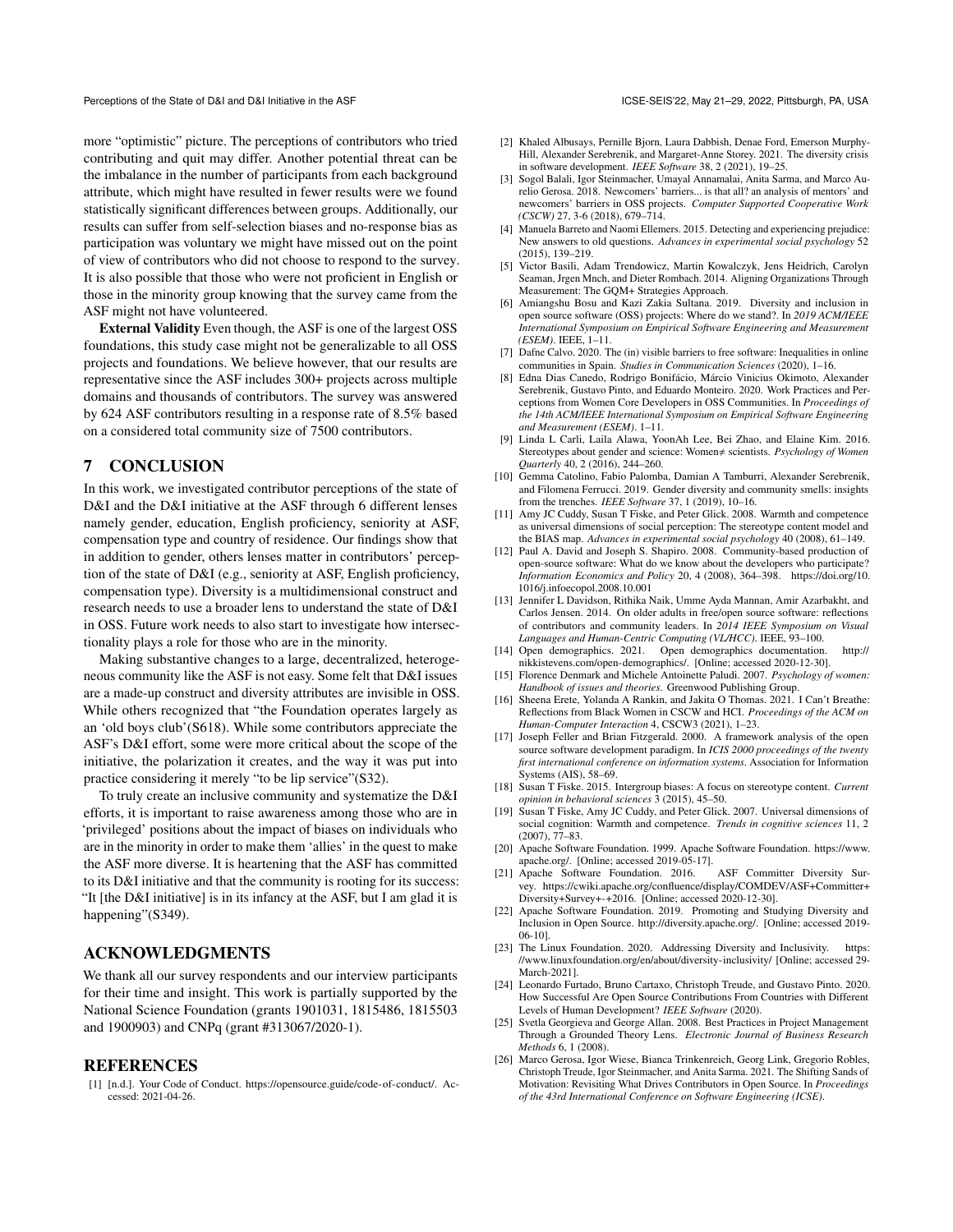more "optimistic" picture. The perceptions of contributors who tried contributing and quit may differ. Another potential threat can be the imbalance in the number of participants from each background attribute, which might have resulted in fewer results were we found statistically significant differences between groups. Additionally, our results can suffer from self-selection biases and no-response bias as participation was voluntary we might have missed out on the point of view of contributors who did not choose to respond to the survey. It is also possible that those who were not proficient in English or those in the minority group knowing that the survey came from the ASF might not have volunteered.

**External Validity** Even though, the ASF is one of the largest OSS foundations, this study case might not be generalizable to all OSS projects and foundations. We believe however, that our results are representative since the ASF includes 300+ projects across multiple domains and thousands of contributors. The survey was answered by 624 ASF contributors resulting in a response rate of 8.5% based on a considered total community size of 7500 contributors.

## 7 CONCLUSION

In this work, we investigated contributor perceptions of the state of D&I and the D&I initiative at the ASF through 6 different lenses namely gender, education, English proficiency, seniority at ASF, compensation type and country of residence. Our findings show that in addition to gender, others lenses matter in contributors' perception of the state of D&I (e.g., seniority at ASF, English proficiency, compensation type). Diversity is a multidimensional construct and research needs to use a broader lens to understand the state of D&I in OSS. Future work needs to also start to investigate how intersectionality plays a role for those who are in the minority.

Making substantive changes to a large, decentralized, heterogeneous community like the ASF is not easy. Some felt that D&I issues are a made-up construct and diversity attributes are invisible in OSS. While others recognized that "the Foundation operates largely as an 'old boys club'(S618). While some contributors appreciate the ASF's D&I effort, some were more critical about the scope of the initiative, the polarization it creates, and the way it was put into practice considering it merely "to be lip service"(S32).

To truly create an inclusive community and systematize the D&I efforts, it is important to raise awareness among those who are in 'privileged' positions about the impact of biases on individuals who are in the minority in order to make them 'allies' in the quest to make the ASF more diverse. It is heartening that the ASF has committed to its D&I initiative and that the community is rooting for its success: "It [the D&I initiative] is in its infancy at the ASF, but I am glad it is happening"(S349).

## ACKNOWLEDGMENTS

We thank all our survey respondents and our interview participants for their time and insight. This work is partially supported by the National Science Foundation (grants 1901031, 1815486, 1815503 and 1900903) and CNPq (grant #313067/2020-1).

## REFERENCES

[1] [n.d.]. Your Code of Conduct. https://opensource.guide/code-of-conduct/. Accessed: 2021-04-26.

[2] Khaled Albusays, Pernille Bjorn, Laura Dabbish, Denae Ford, Emerson Murphy-Hill, Alexander Serebrenik, and Margaret-Anne Storey. 2021. The diversity crisis in software development. *IEEE Software* 38, 2 (2021), 19–25.

[3] Sogol Balali, Igor Steinmacher, Umayal Annamalai, Anita Sarma, and Marco Aurelio Gerosa. 2018. Newcomers' barriers... is that all? an analysis of mentors' and newcomers' barriers in OSS projects. *Computer Supported Cooperative Work (CSCW)* 27, 3-6 (2018), 679–714.

[4] Manuela Barreto and Naomi Ellemers. 2015. Detecting and experiencing prejudice: New answers to old questions. *Advances in experimental social psychology* 52 (2015), 139–219.

[5] Victor Basili, Adam Trendowicz, Martin Kowalczyk, Jens Heidrich, Carolyn Seaman, Jrgen Mnch, and Dieter Rombach. 2014. Aligning Organizations Through Measurement: The GQM+ Strategies Approach.

[6] Amiangshu Bosu and Kazi Zakia Sultana. 2019. Diversity and inclusion in open source software (OSS) projects: Where do we stand?. In *2019 ACM/IEEE International Symposium on Empirical Software Engineering and Measurement (ESEM)*. IEEE, 1–11.

[7] Dafne Calvo. 2020. The (in) visible barriers to free software: Inequalities in online communities in Spain. *Studies in Communication Sciences* (2020), 1–16.

[8] Edna Dias Canedo, Rodrigo Bonifácio, Márcio Vinicius Okimoto, Alexander Serebrenik, Gustavo Pinto, and Eduardo Monteiro. 2020. Work Practices and Perceptions from Women Core Developers in OSS Communities. In *Proceedings of the 14th ACM/IEEE International Symposium on Empirical Software Engineering and Measurement (ESEM)*. 1–11.

[9] Linda L Carli, Laila Alawa, YoonAh Lee, Bei Zhao, and Elaine Kim. 2016. Stereotypes about gender and science: Women≠ scientists. *Psychology of Women Quarterly* 40, 2 (2016), 244–260.

[10] Gemma Catolino, Fabio Palomba, Damian A Tamburri, Alexander Serebrenik, and Filomena Ferrucci. 2019. Gender diversity and community smells: insights from the trenches. *IEEE Software* 37, 1 (2019), 10–16.

[11] Amy JC Cuddy, Susan T Fiske, and Peter Glick. 2008. Warmth and competence as universal dimensions of social perception: The stereotype content model and the BIAS map. *Advances in experimental social psychology* 40 (2008), 61–149.

[12] Paul A. David and Joseph S. Shapiro. 2008. Community-based production of open-source software: What do we know about the developers who participate? *Information Economics and Policy* 20, 4 (2008), 364–398. https://doi.org/10.1016/j.infoecopol.2008.10.001

[13] Jennifer L Davidson, Rithika Naik, Umme Ayda Mannan, Amir Azarbakht, and Carlos Jensen. 2014. On older adults in free/open source software: reflections of contributors and community leaders. In *2014 IEEE Symposium on Visual Languages and Human-Centric Computing (VL/HCC)*. IEEE, 93–100.

[14] Open demographics. 2021. Open demographics documentation. http://nikkistevens.com/open-demographics/. [Online; accessed 2020-12-30].

[15] Florence Denmark and Michele Antoinette Paludi. 2007. *Psychology of women: Handbook of issues and theories*. Greenwood Publishing Group.

[16] Sheena Erete, Yolanda A Rankin, and Jakita O Thomas. 2021. I Can't Breathe: Reflections from Black Women in CSCW and HCI. *Proceedings of the ACM on Human-Computer Interaction* 4, CSCW3 (2021), 1–23.

[17] Joseph Feller and Brian Fitzgerald. 2000. A framework analysis of the open source software development paradigm. In *ICIS 2000 proceedings of the twenty first international conference on information systems*. Association for Information Systems (AIS), 58–69.

[18] Susan T Fiske. 2015. Intergroup biases: A focus on stereotype content. *Current opinion in behavioral sciences* 3 (2015), 45–50.

[19] Susan T Fiske, Amy JC Cuddy, and Peter Glick. 2007. Universal dimensions of social cognition: Warmth and competence. *Trends in cognitive sciences* 11, 2 (2007), 77–83.

[20] Apache Software Foundation. 1999. Apache Software Foundation. https://www.apache.org/. [Online; accessed 2019-05-17].

[21] Apache Software Foundation. 2016. ASF Committer Diversity Survey. https://cwiki.apache.org/confluence/display/COMDEV/ASF+Committer+Diversity+Survey+-+2016. [Online; accessed 2020-12-30].

[22] Apache Software Foundation. 2019. Promoting and Studying Diversity and Inclusion in Open Source. http://diversity.apache.org/. [Online; accessed 2019-06-10].

[23] The Linux Foundation. 2020. Addressing Diversity and Inclusivity. https://www.linuxfoundation.org/en/about/diversity-inclusivity/ [Online; accessed 29-March-2021].

[24] Leonardo Furtado, Bruno Cartaxo, Christoph Treude, and Gustavo Pinto. 2020. How Successful Are Open Source Contributions From Countries with Different Levels of Human Development? *IEEE Software* (2020).

[25] Svetla Georgieva and George Allan. 2008. Best Practices in Project Management Through a Grounded Theory Lens. *Electronic Journal of Business Research Methods* 6, 1 (2008).

[26] Marco Gerosa, Igor Wiese, Bianca Trinkenreich, Georg Link, Gregorio Robles, Christoph Treude, Igor Steinmacher, and Anita Sarma. 2021. The Shifting Sands of Motivation: Revisiting What Drives Contributors in Open Source. In *Proceedings of the 43rd International Conference on Software Engineering (ICSE)*.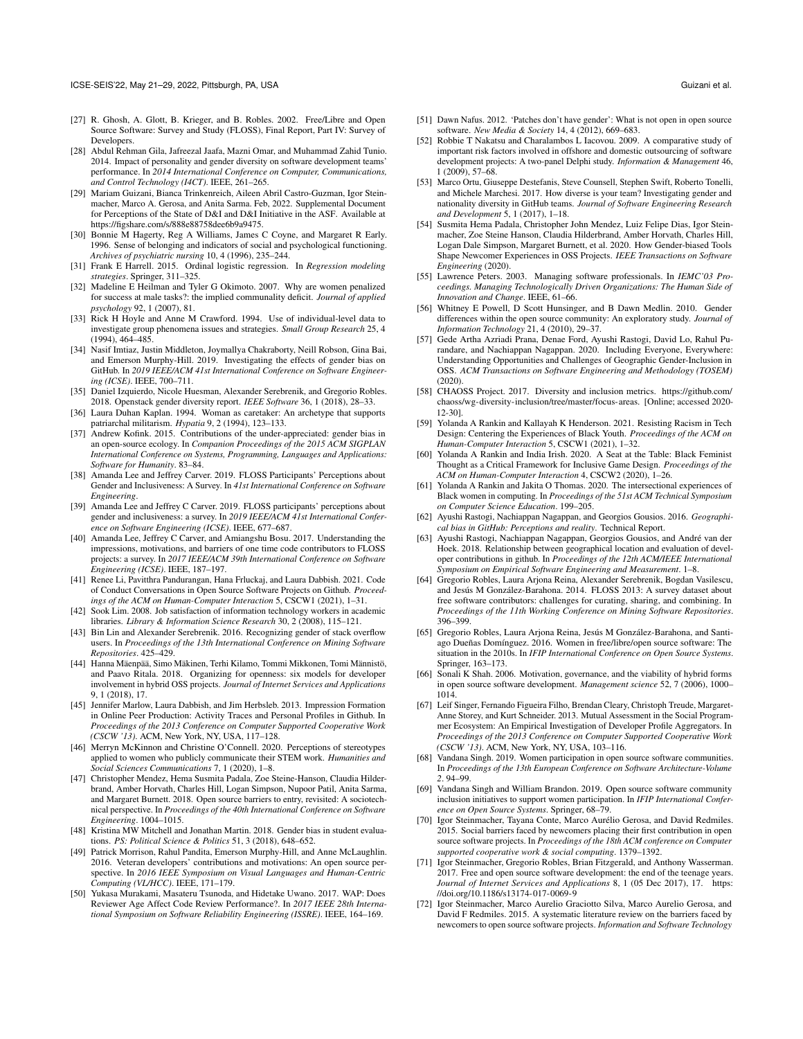[27] R. Ghosh, A. Glott, B. Krieger, and B. Robles. 2002. Free/Libre and Open Source Software: Survey and Study (FLOSS), Final Report, Part IV: Survey of Developers.

[28] Abdul Rehman Gila, Jafreezal Jaafa, Mazni Omar, and Muhammad Zahid Tunio. 2014. Impact of personality and gender diversity on software development teams' performance. In *2014 International Conference on Computer, Communications, and Control Technology (I4CT)*. IEEE, 261–265.

[29] Mariam Guizani, Bianca Trinkenreich, Aileen Abril Castro-Guzman, Igor Steinmacher, Marco A. Gerosa, and Anita Sarma. Feb, 2022. Supplemental Document for Perceptions of the State of D&I and D&I Initiative in the ASF. Available at https://figshare.com/s/888e88758dee6b9a9475.

[30] Bonnie M Hagerty, Reg A Williams, James C Coyne, and Margaret R Early. 1996. Sense of belonging and indicators of social and psychological functioning. *Archives of psychiatric nursing* 10, 4 (1996), 235–244.

[31] Frank E Harrell. 2015. Ordinal logistic regression. In *Regression modeling strategies*. Springer, 311–325.

[32] Madeline E Heilman and Tyler G Okimoto. 2007. Why are women penalized for success at male tasks?: the implied communality deficit. *Journal of applied psychology* 92, 1 (2007), 81.

[33] Rick H Hoyle and Anne M Crawford. 1994. Use of individual-level data to investigate group phenomena issues and strategies. *Small Group Research* 25, 4 (1994), 464–485.

[34] Nasif Imtiaz, Justin Middleton, Joymallya Chakraborty, Neill Robson, Gina Bai, and Emerson Murphy-Hill. 2019. Investigating the effects of gender bias on GitHub. In *2019 IEEE/ACM 41st International Conference on Software Engineering (ICSE)*. IEEE, 700–711.

[35] Daniel Izquierdo, Nicole Huesman, Alexander Serebrenik, and Gregorio Robles. 2018. Openstack gender diversity report. *IEEE Software* 36, 1 (2018), 28–33.

[36] Laura Duhan Kaplan. 1994. Woman as caretaker: An archetype that supports patriarchal militarism. *Hypatia* 9, 2 (1994), 123–133.

[37] Andrew Kofink. 2015. Contributions of the under-appreciated: gender bias in an open-source ecology. In *Companion Proceedings of the 2015 ACM SIGPLAN International Conference on Systems, Programming, Languages and Applications: Software for Humanity*. 83–84.

[38] Amanda Lee and Jeffrey Carver. 2019. FLOSS Participants' Perceptions about Gender and Inclusiveness: A Survey. In *41st International Conference on Software Engineering*.

[39] Amanda Lee and Jeffrey C Carver. 2019. FLOSS participants' perceptions about gender and inclusiveness: a survey. In *2019 IEEE/ACM 41st International Conference on Software Engineering (ICSE)*. IEEE, 677–687.

[40] Amanda Lee, Jeffrey C Carver, and Amiangshu Bosu. 2017. Understanding the impressions, motivations, and barriers of one time code contributors to FLOSS projects: a survey. In *2017 IEEE/ACM 39th International Conference on Software Engineering (ICSE)*. IEEE, 187–197.

[41] Renee Li, Pavitthra Pandurangan, Hana Frluckaj, and Laura Dabbish. 2021. Code of Conduct Conversations in Open Source Software Projects on Github. *Proceedings of the ACM on Human-Computer Interaction* 5, CSCW1 (2021), 1–31.

[42] Sook Lim. 2008. Job satisfaction of information technology workers in academic libraries. *Library & Information Science Research* 30, 2 (2008), 115–121.

[43] Bin Lin and Alexander Serebrenik. 2016. Recognizing gender of stack overflow users. In *Proceedings of the 13th International Conference on Mining Software Repositories*. 425–429.

[44] Hanna Mäenpää, Simo Mäkinen, Terhi Kilamo, Tommi Mikkonen, Tomi Männistö, and Paavo Ritala. 2018. Organizing for openness: six models for developer involvement in hybrid OSS projects. *Journal of Internet Services and Applications* 9, 1 (2018), 17.

[45] Jennifer Marlow, Laura Dabbish, and Jim Herbsleb. 2013. Impression Formation in Online Peer Production: Activity Traces and Personal Profiles in Github. In *Proceedings of the 2013 Conference on Computer Supported Cooperative Work (CSCW '13)*. ACM, New York, NY, USA, 117–128.

[46] Merryn McKinnon and Christine O'Connell. 2020. Perceptions of stereotypes applied to women who publicly communicate their STEM work. *Humanities and Social Sciences Communications* 7, 1 (2020), 1–8.

[47] Christopher Mendez, Hema Susmita Padala, Zoe Steine-Hanson, Claudia Hilderbrand, Amber Horvath, Charles Hill, Logan Simpson, Nupoor Patil, Anita Sarma, and Margaret Burnett. 2018. Open source barriers to entry, revisited: A sociotechnical perspective. In *Proceedings of the 40th International Conference on Software Engineering*. 1004–1015.

[48] Kristina MW Mitchell and Jonathan Martin. 2018. Gender bias in student evaluations. *PS: Political Science & Politics* 51, 3 (2018), 648–652.

[49] Patrick Morrison, Rahul Pandita, Emerson Murphy-Hill, and Anne McLaughlin. 2016. Veteran developers' contributions and motivations: An open source perspective. In *2016 IEEE Symposium on Visual Languages and Human-Centric Computing (VL/HCC)*. IEEE, 171–179.

[50] Yukasa Murakami, Masateru Tsunoda, and Hidetake Uwano. 2017. WAP: Does Reviewer Age Affect Code Review Performance?. In *2017 IEEE 28th International Symposium on Software Reliability Engineering (ISSRE)*. IEEE, 164–169.

[51] Dawn Nafus. 2012. 'Patches don't have gender': What is not open in open source software. *New Media & Society* 14, 4 (2012), 669–683.

[52] Robbie T Nakatsu and Charalambos L Iacovou. 2009. A comparative study of important risk factors involved in offshore and domestic outsourcing of software development projects: A two-panel Delphi study. *Information & Management* 46, 1 (2009), 57–68.

[53] Marco Ortu, Giuseppe Destefanis, Steve Counsell, Stephen Swift, Roberto Tonelli, and Michele Marchesi. 2017. How diverse is your team? Investigating gender and nationality diversity in GitHub teams. *Journal of Software Engineering Research and Development* 5, 1 (2017), 1–18.

[54] Susmita Hema Padala, Christopher John Mendez, Luiz Felipe Dias, Igor Steinmacher, Zoe Steine Hanson, Claudia Hilderbrand, Amber Horvath, Charles Hill, Logan Dale Simpson, Margaret Burnett, et al. 2020. How Gender-biased Tools Shape Newcomer Experiences in OSS Projects. *IEEE Transactions on Software Engineering* (2020).

[55] Lawrence Peters. 2003. Managing software professionals. In *IEMC'03 Proceedings. Managing Technologically Driven Organizations: The Human Side of Innovation and Change*. IEEE, 61–66.

[56] Whitney E Powell, D Scott Hunsinger, and B Dawn Medlin. 2010. Gender differences within the open source community: An exploratory study. *Journal of Information Technology* 21, 4 (2010), 29–37.

[57] Gede Artha Azriadi Prana, Denae Ford, Ayushi Rastogi, David Lo, Rahul Purandare, and Nachiappan Nagappan. 2020. Including Everyone, Everywhere: Understanding Opportunities and Challenges of Geographic Gender-Inclusion in OSS. *ACM Transactions on Software Engineering and Methodology (TOSEM)* (2020).

[58] CHAOSS Project. 2017. Diversity and inclusion metrics. https://github.com/chaoss/wg-diversity-inclusion/tree/master/focus-areas. [Online; accessed 2020-12-30].

[59] Yolanda A Rankin and Kallayah K Henderson. 2021. Resisting Racism in Tech Design: Centering the Experiences of Black Youth. *Proceedings of the ACM on Human-Computer Interaction* 5, CSCW1 (2021), 1–32.

[60] Yolanda A Rankin and India Irish. 2020. A Seat at the Table: Black Feminist Thought as a Critical Framework for Inclusive Game Design. *Proceedings of the ACM on Human-Computer Interaction* 4, CSCW2 (2020), 1–26.

[61] Yolanda A Rankin and Jakita O Thomas. 2020. The intersectional experiences of Black women in computing. In *Proceedings of the 51st ACM Technical Symposium on Computer Science Education*. 199–205.

[62] Ayushi Rastogi, Nachiappan Nagappan, and Georgios Gousios. 2016. *Geographical bias in GitHub: Perceptions and reality*. Technical Report.

[63] Ayushi Rastogi, Nachiappan Nagappan, Georgios Gousios, and André van der Hoek. 2018. Relationship between geographical location and evaluation of developer contributions in github. In *Proceedings of the 12th ACM/IEEE International Symposium on Empirical Software Engineering and Measurement*. 1–8.

[64] Gregorio Robles, Laura Arjona Reina, Alexander Serebrenik, Bogdan Vasilescu, and Jesús M González-Barahona. 2014. FLOSS 2013: A survey dataset about free software contributors: challenges for curating, sharing, and combining. In *Proceedings of the 11th Working Conference on Mining Software Repositories*. 396–399.

[65] Gregorio Robles, Laura Arjona Reina, Jesús M González-Barahona, and Santiago Dueñas Domínguez. 2016. Women in free/libre/open source software: The situation in the 2010s. In *IFIP International Conference on Open Source Systems*. Springer, 163–173.

[66] Sonali K Shah. 2006. Motivation, governance, and the viability of hybrid forms in open source software development. *Management science* 52, 7 (2006), 1000–1014.

[67] Leif Singer, Fernando Figueira Filho, Brendan Cleary, Christoph Treude, Margaret-Anne Storey, and Kurt Schneider. 2013. Mutual Assessment in the Social Programmer Ecosystem: An Empirical Investigation of Developer Profile Aggregators. In *Proceedings of the 2013 Conference on Computer Supported Cooperative Work (CSCW '13)*. ACM, New York, NY, USA, 103–116.

[68] Vandana Singh. 2019. Women participation in open source software communities. In *Proceedings of the 13th European Conference on Software Architecture-Volume 2*. 94–99.

[69] Vandana Singh and William Brandon. 2019. Open source software community inclusion initiatives to support women participation. In *IFIP International Conference on Open Source Systems*. Springer, 68–79.

[70] Igor Steinmacher, Tayana Conte, Marco Aurélio Gerosa, and David Redmiles. 2015. Social barriers faced by newcomers placing their first contribution in open source software projects. In *Proceedings of the 18th ACM conference on Computer supported cooperative work & social computing*. 1379–1392.

[71] Igor Steinmacher, Gregorio Robles, Brian Fitzgerald, and Anthony Wasserman. 2017. Free and open source software development: the end of the teenage years. *Journal of Internet Services and Applications* 8, 1 (05 Dec 2017), 17. https://doi.org/10.1186/s13174-017-0069-9

[72] Igor Steinmacher, Marco Aurelio Graciotto Silva, Marco Aurelio Gerosa, and David F Redmiles. 2015. A systematic literature review on the barriers faced by newcomers to open source software projects. *Information and Software Technology*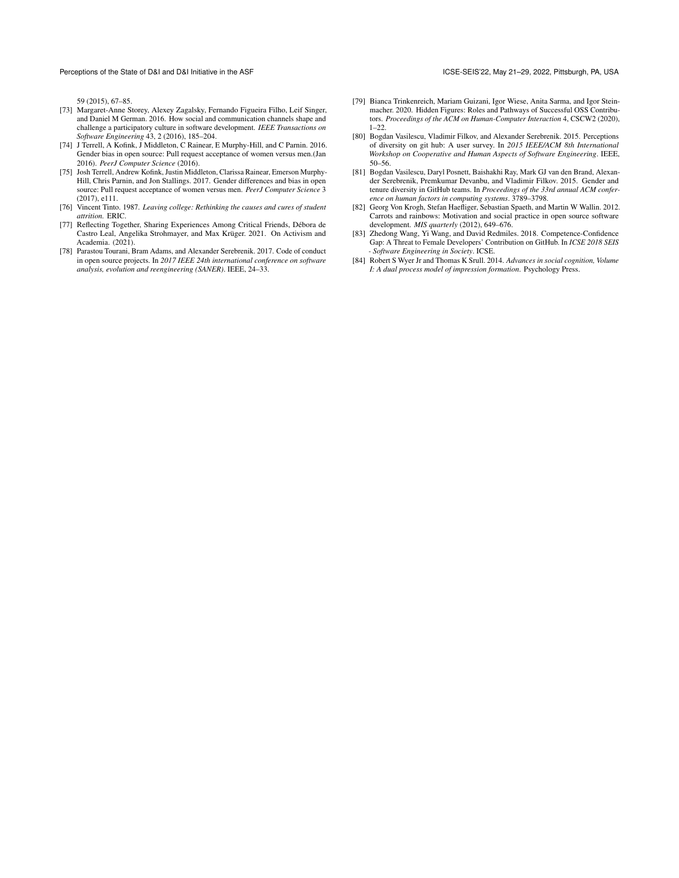59 (2015), 67–85.

[73] Margaret-Anne Storey, Alexey Zagalsky, Fernando Figueira Filho, Leif Singer, and Daniel M German. 2016. How social and communication channels shape and challenge a participatory culture in software development. *IEEE Transactions on Software Engineering* 43, 2 (2016), 185–204.

[74] J Terrell, A Kofink, J Middleton, C Rainear, E Murphy-Hill, and C Parnin. 2016. Gender bias in open source: Pull request acceptance of women versus men.(Jan 2016). *PeerJ Computer Science* (2016).

[75] Josh Terrell, Andrew Kofink, Justin Middleton, Clarissa Rainear, Emerson Murphy-Hill, Chris Parnin, and Jon Stallings. 2017. Gender differences and bias in open source: Pull request acceptance of women versus men. *PeerJ Computer Science* 3 (2017), e111.

[76] Vincent Tinto. 1987. *Leaving college: Rethinking the causes and cures of student attrition.* ERIC.

[77] Reflecting Together, Sharing Experiences Among Critical Friends, Débora de Castro Leal, Angelika Strohmayer, and Max Krüger. 2021. On Activism and Academia. (2021).

[78] Parastou Tourani, Bram Adams, and Alexander Serebrenik. 2017. Code of conduct in open source projects. In *2017 IEEE 24th international conference on software analysis, evolution and reengineering (SANER)*. IEEE, 24–33.

[79] Bianca Trinkenreich, Mariam Guizani, Igor Wiese, Anita Sarma, and Igor Steinmacher. 2020. Hidden Figures: Roles and Pathways of Successful OSS Contributors. *Proceedings of the ACM on Human-Computer Interaction* 4, CSCW2 (2020), 1–22.

[80] Bogdan Vasilescu, Vladimir Filkov, and Alexander Serebrenik. 2015. Perceptions of diversity on git hub: A user survey. In *2015 IEEE/ACM 8th International Workshop on Cooperative and Human Aspects of Software Engineering*. IEEE, 50–56.

[81] Bogdan Vasilescu, Daryl Posnett, Baishakhi Ray, Mark GJ van den Brand, Alexander Serebrenik, Premkumar Devanbu, and Vladimir Filkov. 2015. Gender and tenure diversity in GitHub teams. In *Proceedings of the 33rd annual ACM conference on human factors in computing systems*. 3789–3798.

[82] Georg Von Krogh, Stefan Haefliger, Sebastian Spaeth, and Martin W Wallin. 2012. Carrots and rainbows: Motivation and social practice in open source software development. *MIS quarterly* (2012), 649–676.

[83] Zhedong Wang, Yi Wang, and David Redmiles. 2018. Competence-Confidence Gap: A Threat to Female Developers' Contribution on GitHub. In *ICSE 2018 SEIS - Software Engineering in Society*. ICSE.

[84] Robert S Wyer Jr and Thomas K Srull. 2014. *Advances in social cognition, Volume I: A dual process model of impression formation*. Psychology Press.